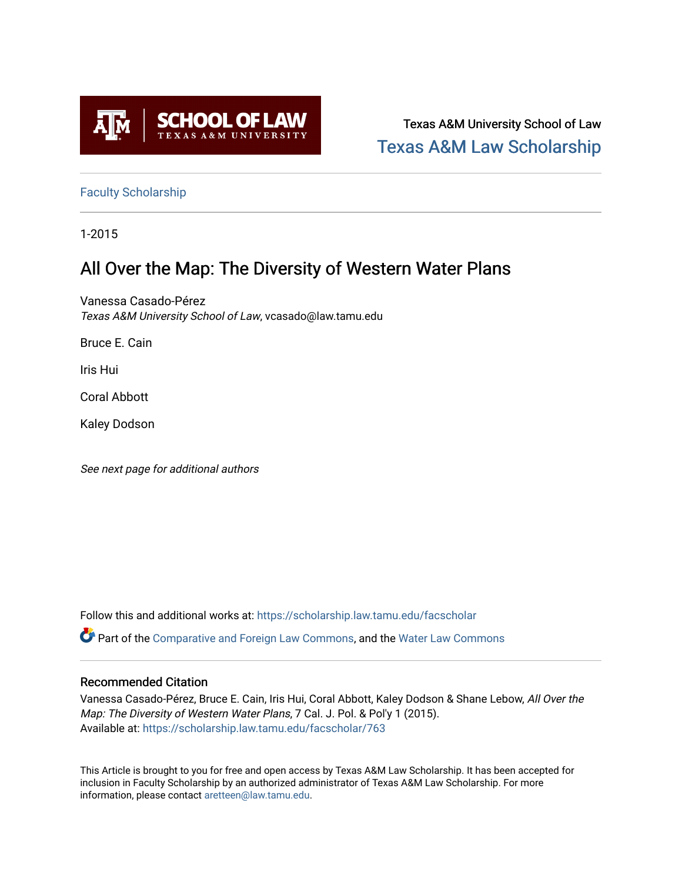Texas A&M University School of Law
Texas A&M Law Scholarship

Faculty Scholarship

1-2015

# All Over the Map: The Diversity of Western Water Plans

Vanessa Casado-Pérez
*Texas A&M University School of Law*, vcasado@law.tamu.edu

Bruce E. Cain

Iris Hui

Coral Abbott

Kaley Dodson

*See next page for additional authors*

Follow this and additional works at: https://scholarship.law.tamu.edu/facscholar

Part of the Comparative and Foreign Law Commons, and the Water Law Commons

## Recommended Citation

Vanessa Casado-Pérez, Bruce E. Cain, Iris Hui, Coral Abbott, Kaley Dodson & Shane Lebow, *All Over the Map: The Diversity of Western Water Plans*, 7 Cal. J. Pol. & Pol'y 1 (2015).
Available at: https://scholarship.law.tamu.edu/facscholar/763

This Article is brought to you for free and open access by Texas A&M Law Scholarship. It has been accepted for inclusion in Faculty Scholarship by an authorized administrator of Texas A&M Law Scholarship. For more information, please contact aretteen@law.tamu.edu.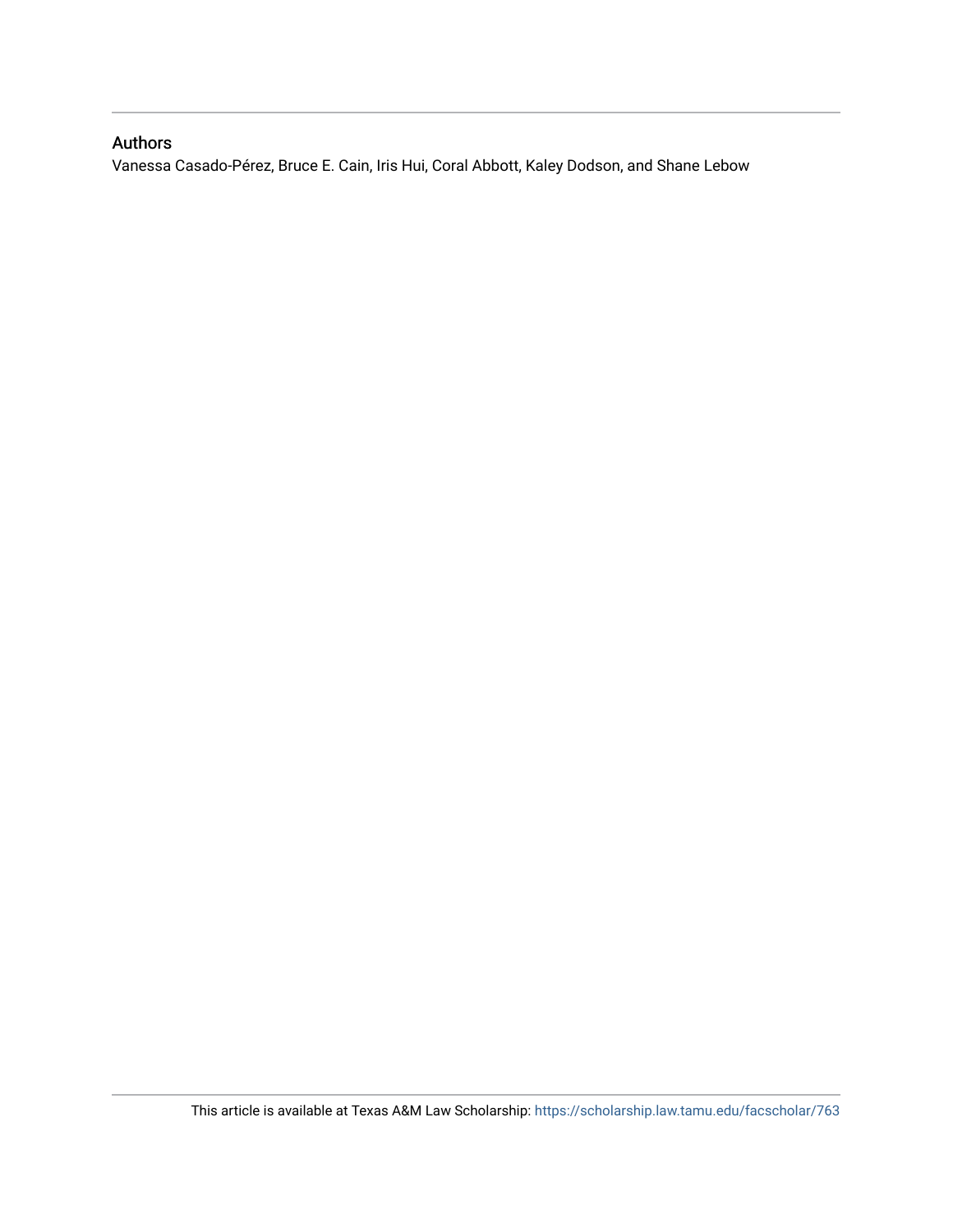## Authors

Vanessa Casado-Pérez, Bruce E. Cain, Iris Hui, Coral Abbott, Kaley Dodson, and Shane Lebow

This article is available at Texas A&M Law Scholarship: https://scholarship.law.tamu.edu/facscholar/763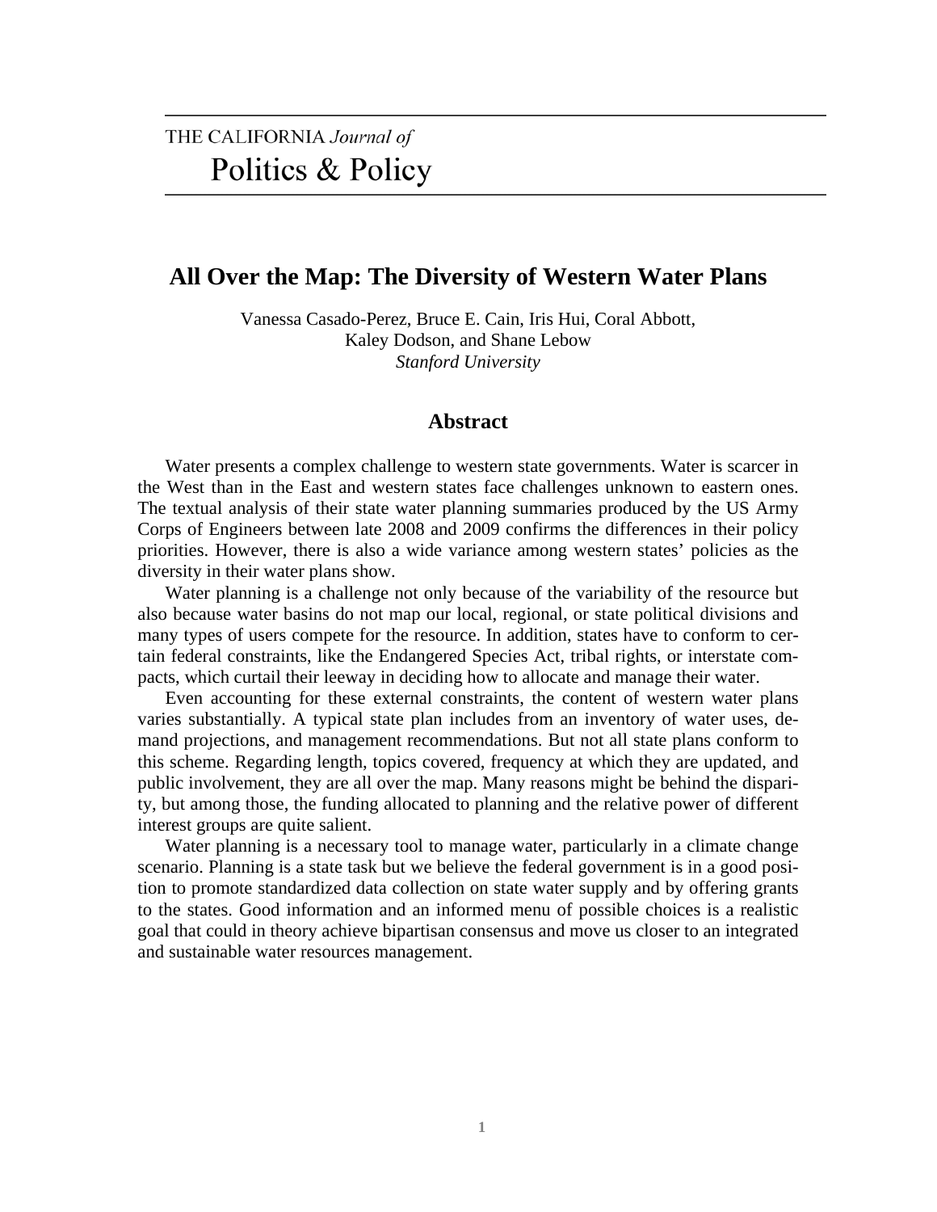THE CALIFORNIA *Journal of*
Politics & Policy

# All Over the Map: The Diversity of Western Water Plans

Vanessa Casado-Perez, Bruce E. Cain, Iris Hui, Coral Abbott, Kaley Dodson, and Shane Lebow
*Stanford University*

## Abstract

Water presents a complex challenge to western state governments. Water is scarcer in the West than in the East and western states face challenges unknown to eastern ones. The textual analysis of their state water planning summaries produced by the US Army Corps of Engineers between late 2008 and 2009 confirms the differences in their policy priorities. However, there is also a wide variance among western states' policies as the diversity in their water plans show.

Water planning is a challenge not only because of the variability of the resource but also because water basins do not map our local, regional, or state political divisions and many types of users compete for the resource. In addition, states have to conform to certain federal constraints, like the Endangered Species Act, tribal rights, or interstate compacts, which curtail their leeway in deciding how to allocate and manage their water.

Even accounting for these external constraints, the content of western water plans varies substantially. A typical state plan includes from an inventory of water uses, demand projections, and management recommendations. But not all state plans conform to this scheme. Regarding length, topics covered, frequency at which they are updated, and public involvement, they are all over the map. Many reasons might be behind the disparity, but among those, the funding allocated to planning and the relative power of different interest groups are quite salient.

Water planning is a necessary tool to manage water, particularly in a climate change scenario. Planning is a state task but we believe the federal government is in a good position to promote standardized data collection on state water supply and by offering grants to the states. Good information and an informed menu of possible choices is a realistic goal that could in theory achieve bipartisan consensus and move us closer to an integrated and sustainable water resources management.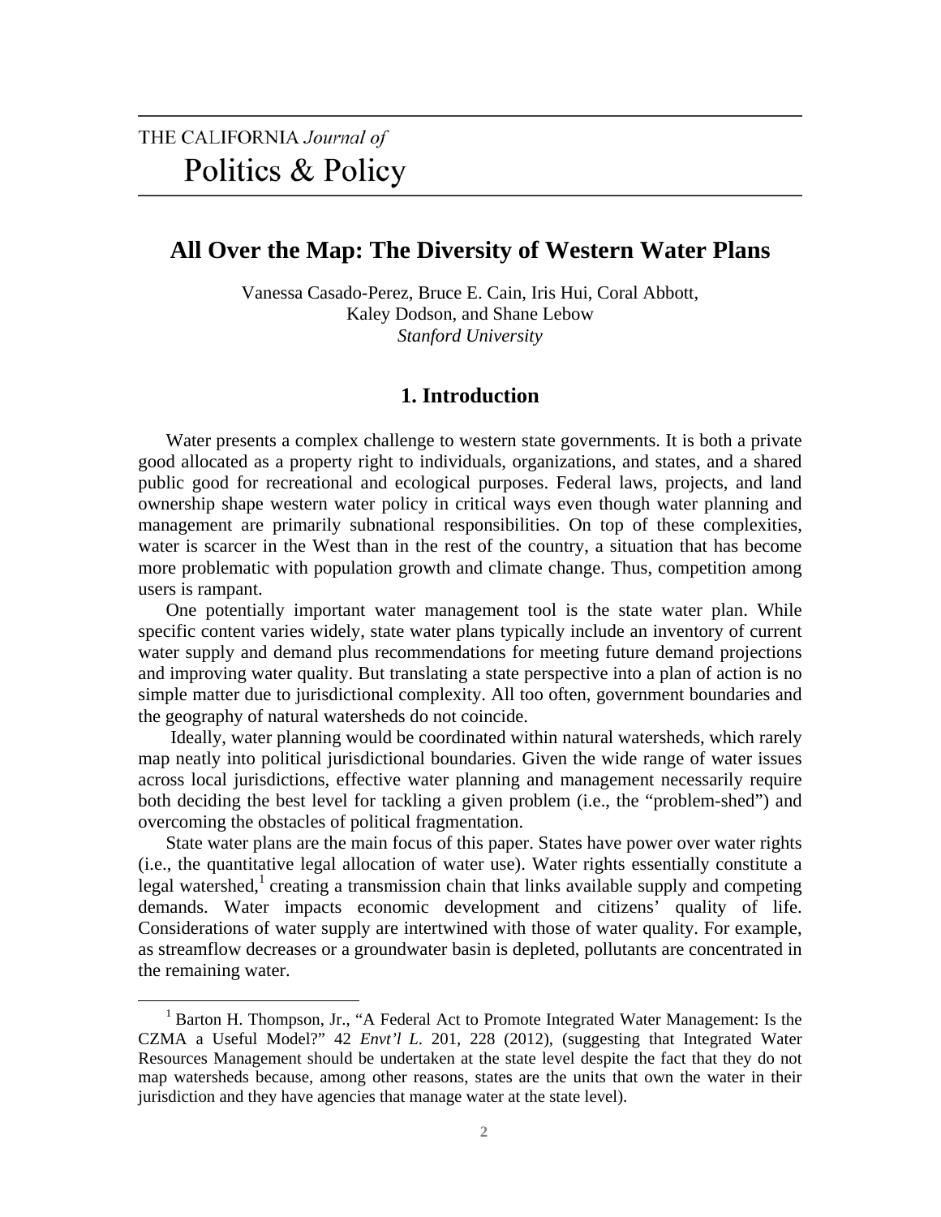THE CALIFORNIA *Journal of*
Politics & Policy

# All Over the Map: The Diversity of Western Water Plans

Vanessa Casado-Perez, Bruce E. Cain, Iris Hui, Coral Abbott, Kaley Dodson, and Shane Lebow
*Stanford University*

## 1. Introduction

Water presents a complex challenge to western state governments. It is both a private good allocated as a property right to individuals, organizations, and states, and a shared public good for recreational and ecological purposes. Federal laws, projects, and land ownership shape western water policy in critical ways even though water planning and management are primarily subnational responsibilities. On top of these complexities, water is scarcer in the West than in the rest of the country, a situation that has become more problematic with population growth and climate change. Thus, competition among users is rampant.

One potentially important water management tool is the state water plan. While specific content varies widely, state water plans typically include an inventory of current water supply and demand plus recommendations for meeting future demand projections and improving water quality. But translating a state perspective into a plan of action is no simple matter due to jurisdictional complexity. All too often, government boundaries and the geography of natural watersheds do not coincide.

Ideally, water planning would be coordinated within natural watersheds, which rarely map neatly into political jurisdictional boundaries. Given the wide range of water issues across local jurisdictions, effective water planning and management necessarily require both deciding the best level for tackling a given problem (i.e., the "problem-shed") and overcoming the obstacles of political fragmentation.

State water plans are the main focus of this paper. States have power over water rights (i.e., the quantitative legal allocation of water use). Water rights essentially constitute a legal watershed,[1] creating a transmission chain that links available supply and competing demands. Water impacts economic development and citizens' quality of life. Considerations of water supply are intertwined with those of water quality. For example, as streamflow decreases or a groundwater basin is depleted, pollutants are concentrated in the remaining water.

---

[1] Barton H. Thompson, Jr., "A Federal Act to Promote Integrated Water Management: Is the CZMA a Useful Model?" 42 *Envt'l L*. 201, 228 (2012), (suggesting that Integrated Water Resources Management should be undertaken at the state level despite the fact that they do not map watersheds because, among other reasons, states are the units that own the water in their jurisdiction and they have agencies that manage water at the state level).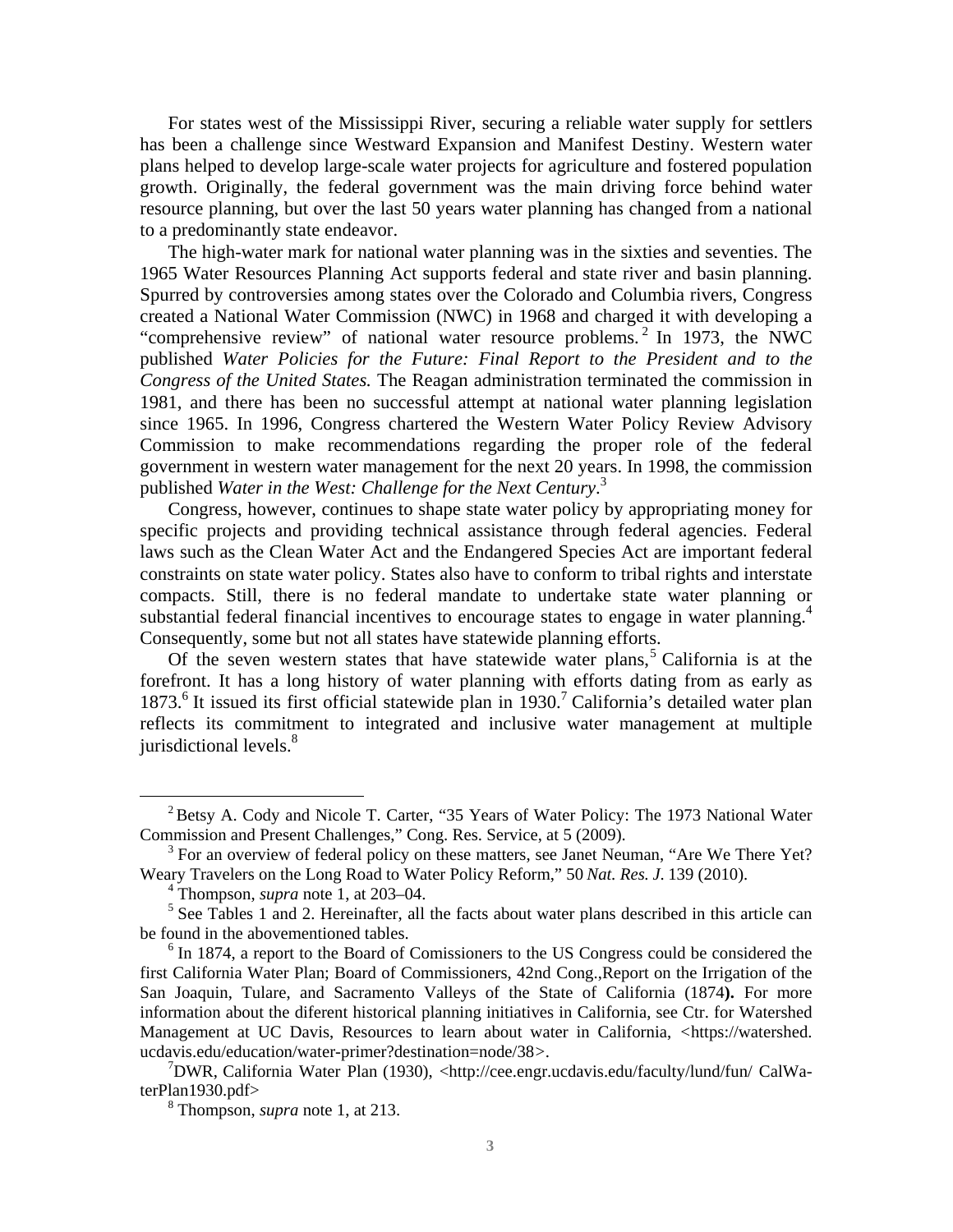For states west of the Mississippi River, securing a reliable water supply for settlers has been a challenge since Westward Expansion and Manifest Destiny. Western water plans helped to develop large-scale water projects for agriculture and fostered population growth. Originally, the federal government was the main driving force behind water resource planning, but over the last 50 years water planning has changed from a national to a predominantly state endeavor.

The high-water mark for national water planning was in the sixties and seventies. The 1965 Water Resources Planning Act supports federal and state river and basin planning. Spurred by controversies among states over the Colorado and Columbia rivers, Congress created a National Water Commission (NWC) in 1968 and charged it with developing a "comprehensive review" of national water resource problems.[2] In 1973, the NWC published *Water Policies for the Future: Final Report to the President and to the Congress of the United States.* The Reagan administration terminated the commission in 1981, and there has been no successful attempt at national water planning legislation since 1965. In 1996, Congress chartered the Western Water Policy Review Advisory Commission to make recommendations regarding the proper role of the federal government in western water management for the next 20 years. In 1998, the commission published *Water in the West: Challenge for the Next Century*.[3]

Congress, however, continues to shape state water policy by appropriating money for specific projects and providing technical assistance through federal agencies. Federal laws such as the Clean Water Act and the Endangered Species Act are important federal constraints on state water policy. States also have to conform to tribal rights and interstate compacts. Still, there is no federal mandate to undertake state water planning or substantial federal financial incentives to encourage states to engage in water planning.[4] Consequently, some but not all states have statewide planning efforts.

Of the seven western states that have statewide water plans,[5] California is at the forefront. It has a long history of water planning with efforts dating from as early as 1873.[6] It issued its first official statewide plan in 1930.[7] California's detailed water plan reflects its commitment to integrated and inclusive water management at multiple jurisdictional levels.[8]

---

[2] Betsy A. Cody and Nicole T. Carter, "35 Years of Water Policy: The 1973 National Water Commission and Present Challenges," Cong. Res. Service, at 5 (2009).

[3] For an overview of federal policy on these matters, see Janet Neuman, "Are We There Yet? Weary Travelers on the Long Road to Water Policy Reform," 50 *Nat. Res. J*. 139 (2010).

[4] Thompson, *supra* note 1, at 203–04.

[5] See Tables 1 and 2. Hereinafter, all the facts about water plans described in this article can be found in the abovementioned tables.

[6] In 1874, a report to the Board of Comissioners to the US Congress could be considered the first California Water Plan; Board of Commissioners, 42nd Cong.,Report on the Irrigation of the San Joaquin, Tulare, and Sacramento Valleys of the State of California (1874**).** For more information about the diferent historical planning initiatives in California, see Ctr. for Watershed Management at UC Davis, Resources to learn about water in California, <https://watershed.ucdavis.edu/education/water-primer?destination=node/38>.

[7] DWR, California Water Plan (1930), <http://cee.engr.ucdavis.edu/faculty/lund/fun/ CalWaterPlan1930.pdf>

[8] Thompson, *supra* note 1, at 213.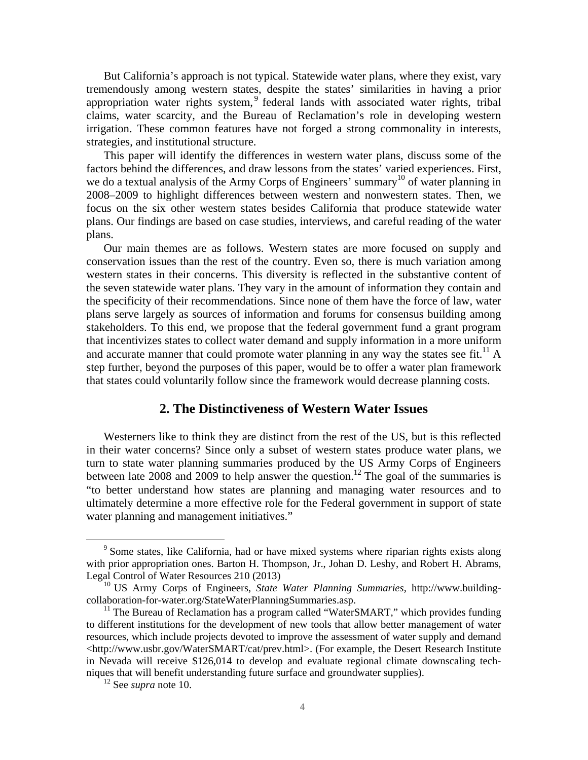But California's approach is not typical. Statewide water plans, where they exist, vary tremendously among western states, despite the states' similarities in having a prior appropriation water rights system,[9] federal lands with associated water rights, tribal claims, water scarcity, and the Bureau of Reclamation's role in developing western irrigation. These common features have not forged a strong commonality in interests, strategies, and institutional structure.

This paper will identify the differences in western water plans, discuss some of the factors behind the differences, and draw lessons from the states' varied experiences. First, we do a textual analysis of the Army Corps of Engineers' summary[10] of water planning in 2008–2009 to highlight differences between western and nonwestern states. Then, we focus on the six other western states besides California that produce statewide water plans. Our findings are based on case studies, interviews, and careful reading of the water plans.

Our main themes are as follows. Western states are more focused on supply and conservation issues than the rest of the country. Even so, there is much variation among western states in their concerns. This diversity is reflected in the substantive content of the seven statewide water plans. They vary in the amount of information they contain and the specificity of their recommendations. Since none of them have the force of law, water plans serve largely as sources of information and forums for consensus building among stakeholders. To this end, we propose that the federal government fund a grant program that incentivizes states to collect water demand and supply information in a more uniform and accurate manner that could promote water planning in any way the states see fit.[11] A step further, beyond the purposes of this paper, would be to offer a water plan framework that states could voluntarily follow since the framework would decrease planning costs.

## 2. The Distinctiveness of Western Water Issues

Westerners like to think they are distinct from the rest of the US, but is this reflected in their water concerns? Since only a subset of western states produce water plans, we turn to state water planning summaries produced by the US Army Corps of Engineers between late 2008 and 2009 to help answer the question.[12] The goal of the summaries is "to better understand how states are planning and managing water resources and to ultimately determine a more effective role for the Federal government in support of state water planning and management initiatives."

---

[9] Some states, like California, had or have mixed systems where riparian rights exists along with prior appropriation ones. Barton H. Thompson, Jr., Johan D. Leshy, and Robert H. Abrams, Legal Control of Water Resources 210 (2013)

[10] US Army Corps of Engineers, *State Water Planning Summaries*, http://www.building-collaboration-for-water.org/StateWaterPlanningSummaries.asp.

[11] The Bureau of Reclamation has a program called "WaterSMART," which provides funding to different institutions for the development of new tools that allow better management of water resources, which include projects devoted to improve the assessment of water supply and demand <http://www.usbr.gov/WaterSMART/cat/prev.html>. (For example, the Desert Research Institute in Nevada will receive $126,014 to develop and evaluate regional climate downscaling techniques that will benefit understanding future surface and groundwater supplies).

[12] See *supra* note 10.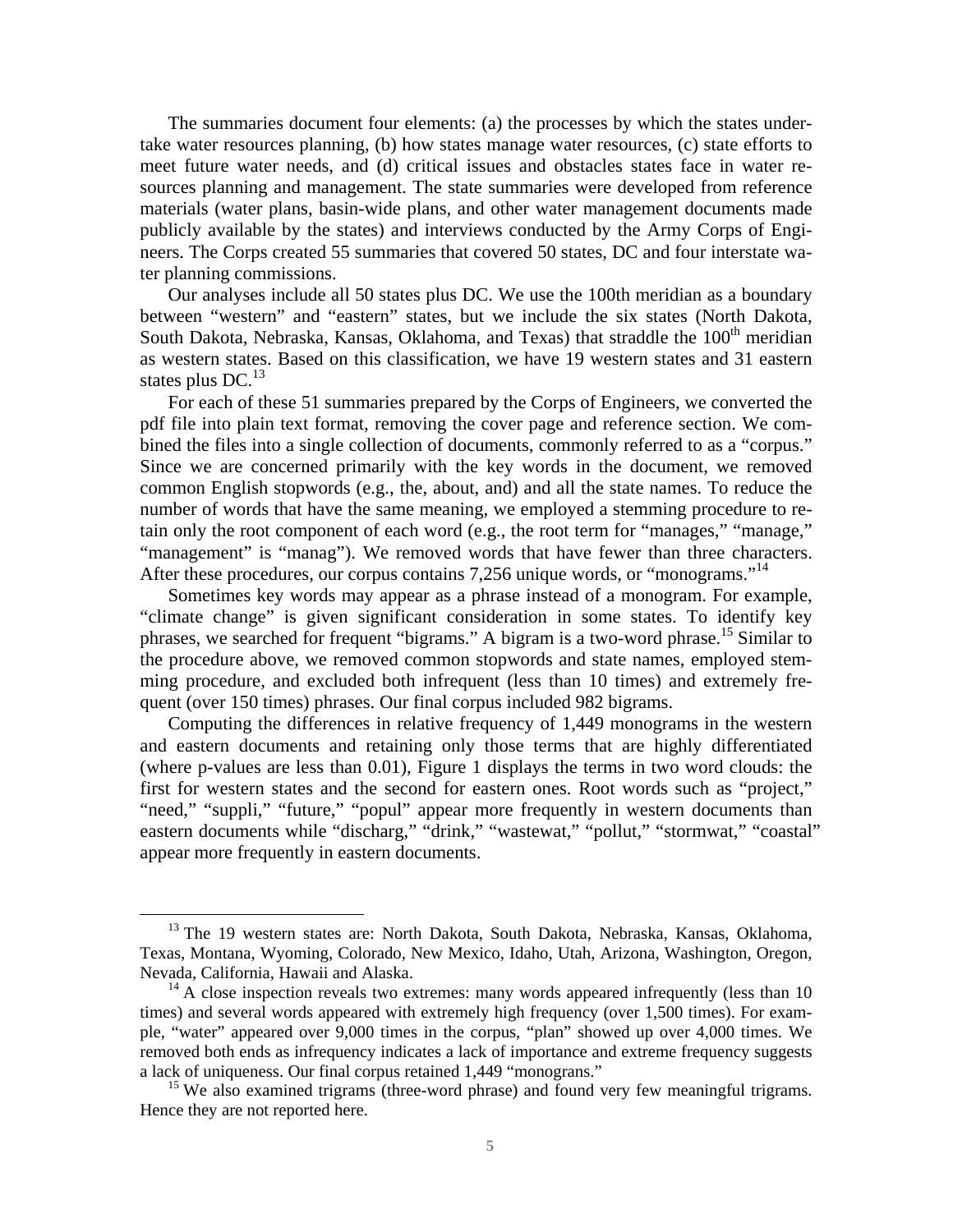The summaries document four elements: (a) the processes by which the states undertake water resources planning, (b) how states manage water resources, (c) state efforts to meet future water needs, and (d) critical issues and obstacles states face in water resources planning and management. The state summaries were developed from reference materials (water plans, basin-wide plans, and other water management documents made publicly available by the states) and interviews conducted by the Army Corps of Engineers. The Corps created 55 summaries that covered 50 states, DC and four interstate water planning commissions.

Our analyses include all 50 states plus DC. We use the 100th meridian as a boundary between "western" and "eastern" states, but we include the six states (North Dakota, South Dakota, Nebraska, Kansas, Oklahoma, and Texas) that straddle the 100th meridian as western states. Based on this classification, we have 19 western states and 31 eastern states plus DC.[13]

For each of these 51 summaries prepared by the Corps of Engineers, we converted the pdf file into plain text format, removing the cover page and reference section. We combined the files into a single collection of documents, commonly referred to as a "corpus." Since we are concerned primarily with the key words in the document, we removed common English stopwords (e.g., the, about, and) and all the state names. To reduce the number of words that have the same meaning, we employed a stemming procedure to retain only the root component of each word (e.g., the root term for "manages," "manage," "management" is "manag"). We removed words that have fewer than three characters. After these procedures, our corpus contains 7,256 unique words, or "monograms."[14]

Sometimes key words may appear as a phrase instead of a monogram. For example, "climate change" is given significant consideration in some states. To identify key phrases, we searched for frequent "bigrams." A bigram is a two-word phrase.[15] Similar to the procedure above, we removed common stopwords and state names, employed stemming procedure, and excluded both infrequent (less than 10 times) and extremely frequent (over 150 times) phrases. Our final corpus included 982 bigrams.

Computing the differences in relative frequency of 1,449 monograms in the western and eastern documents and retaining only those terms that are highly differentiated (where p-values are less than 0.01), Figure 1 displays the terms in two word clouds: the first for western states and the second for eastern ones. Root words such as "project," "need," "suppli," "future," "popul" appear more frequently in western documents than eastern documents while "discharg," "drink," "wastewat," "pollut," "stormwat," "coastal" appear more frequently in eastern documents.

---

[13] The 19 western states are: North Dakota, South Dakota, Nebraska, Kansas, Oklahoma, Texas, Montana, Wyoming, Colorado, New Mexico, Idaho, Utah, Arizona, Washington, Oregon, Nevada, California, Hawaii and Alaska.

[14] A close inspection reveals two extremes: many words appeared infrequently (less than 10 times) and several words appeared with extremely high frequency (over 1,500 times). For example, "water" appeared over 9,000 times in the corpus, "plan" showed up over 4,000 times. We removed both ends as infrequency indicates a lack of importance and extreme frequency suggests a lack of uniqueness. Our final corpus retained 1,449 "monograns."

[15] We also examined trigrams (three-word phrase) and found very few meaningful trigrams. Hence they are not reported here.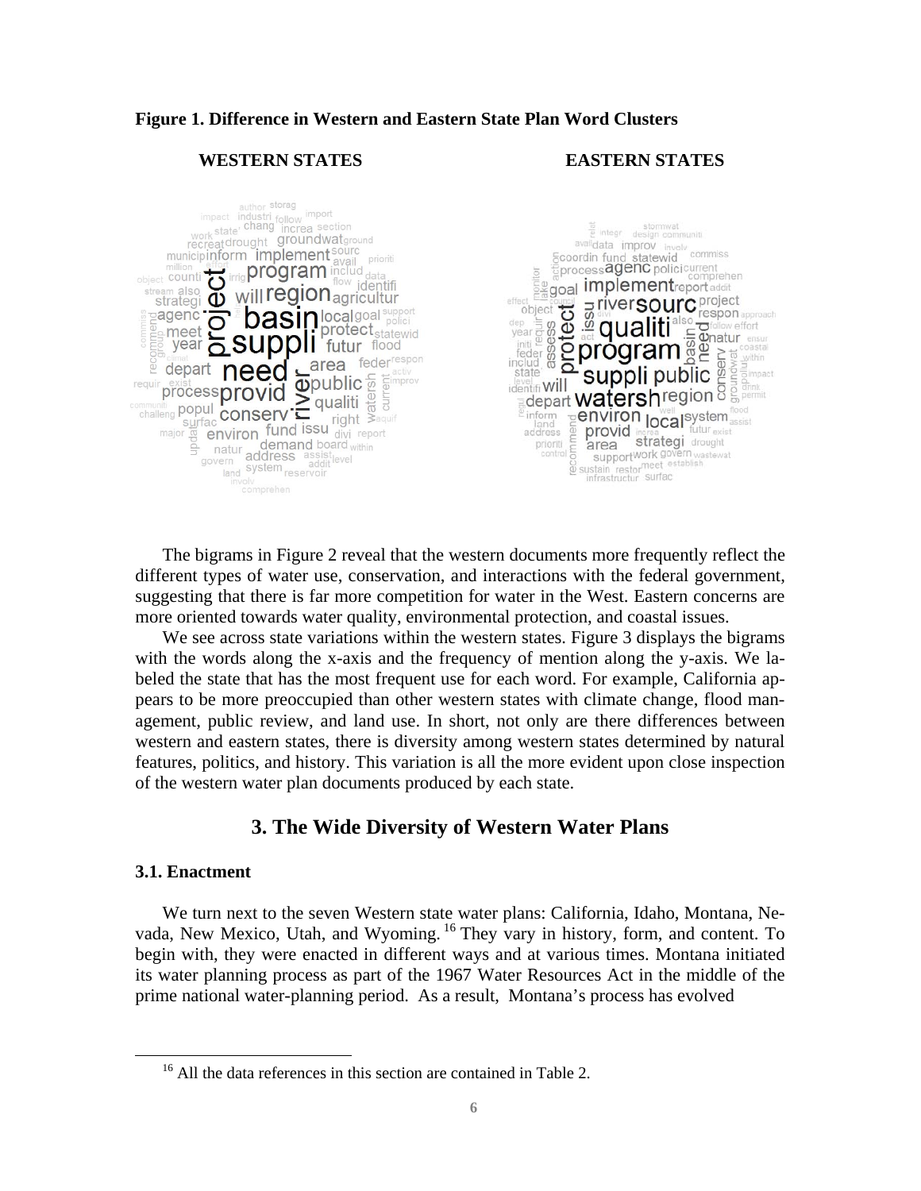**Figure 1. Difference in Western and Eastern State Plan Word Clusters**

WESTERN STATES EASTERN STATES

The bigrams in Figure 2 reveal that the western documents more frequently reflect the different types of water use, conservation, and interactions with the federal government, suggesting that there is far more competition for water in the West. Eastern concerns are more oriented towards water quality, environmental protection, and coastal issues.

We see across state variations within the western states. Figure 3 displays the bigrams with the words along the x-axis and the frequency of mention along the y-axis. We labeled the state that has the most frequent use for each word. For example, California appears to be more preoccupied than other western states with climate change, flood management, public review, and land use. In short, not only are there differences between western and eastern states, there is diversity among western states determined by natural features, politics, and history. This variation is all the more evident upon close inspection of the western water plan documents produced by each state.

## 3. The Wide Diversity of Western Water Plans

### 3.1. Enactment

We turn next to the seven Western state water plans: California, Idaho, Montana, Nevada, New Mexico, Utah, and Wyoming.[16] They vary in history, form, and content. To begin with, they were enacted in different ways and at various times. Montana initiated its water planning process as part of the 1967 Water Resources Act in the middle of the prime national water-planning period. As a result, Montana's process has evolved

[16] All the data references in this section are contained in Table 2.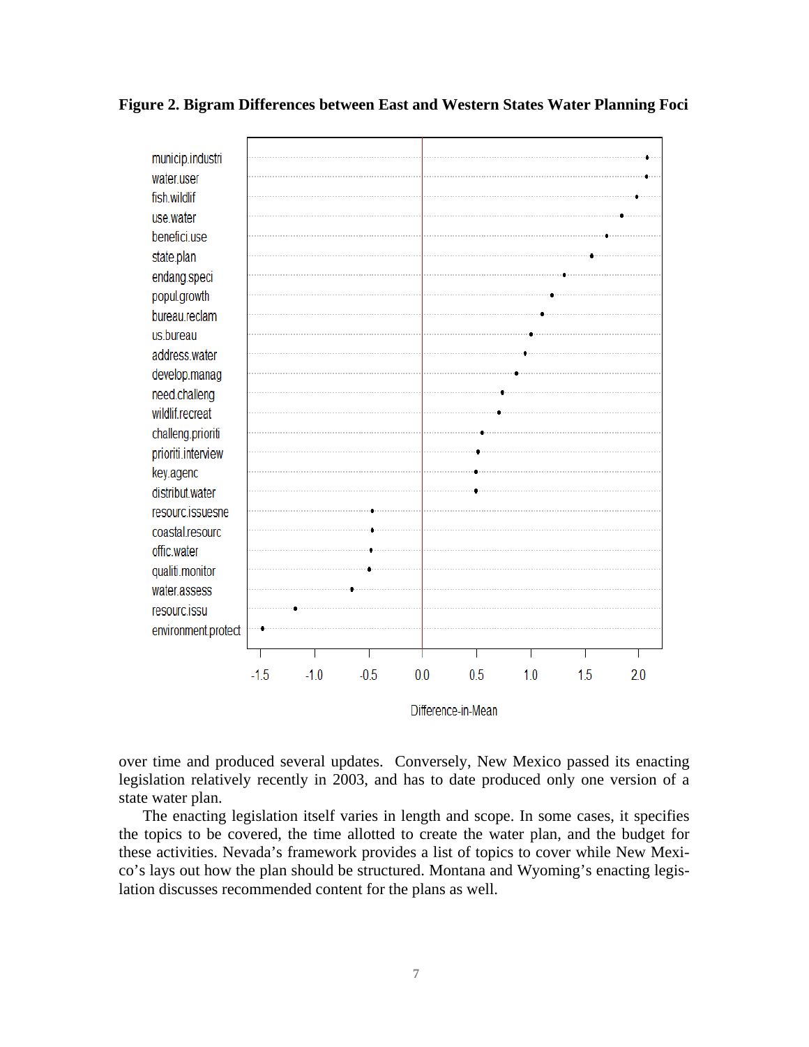**Figure 2. Bigram Differences between East and Western States Water Planning Foci**

over time and produced several updates. Conversely, New Mexico passed its enacting legislation relatively recently in 2003, and has to date produced only one version of a state water plan.

The enacting legislation itself varies in length and scope. In some cases, it specifies the topics to be covered, the time allotted to create the water plan, and the budget for these activities. Nevada's framework provides a list of topics to cover while New Mexico's lays out how the plan should be structured. Montana and Wyoming's enacting legislation discusses recommended content for the plans as well.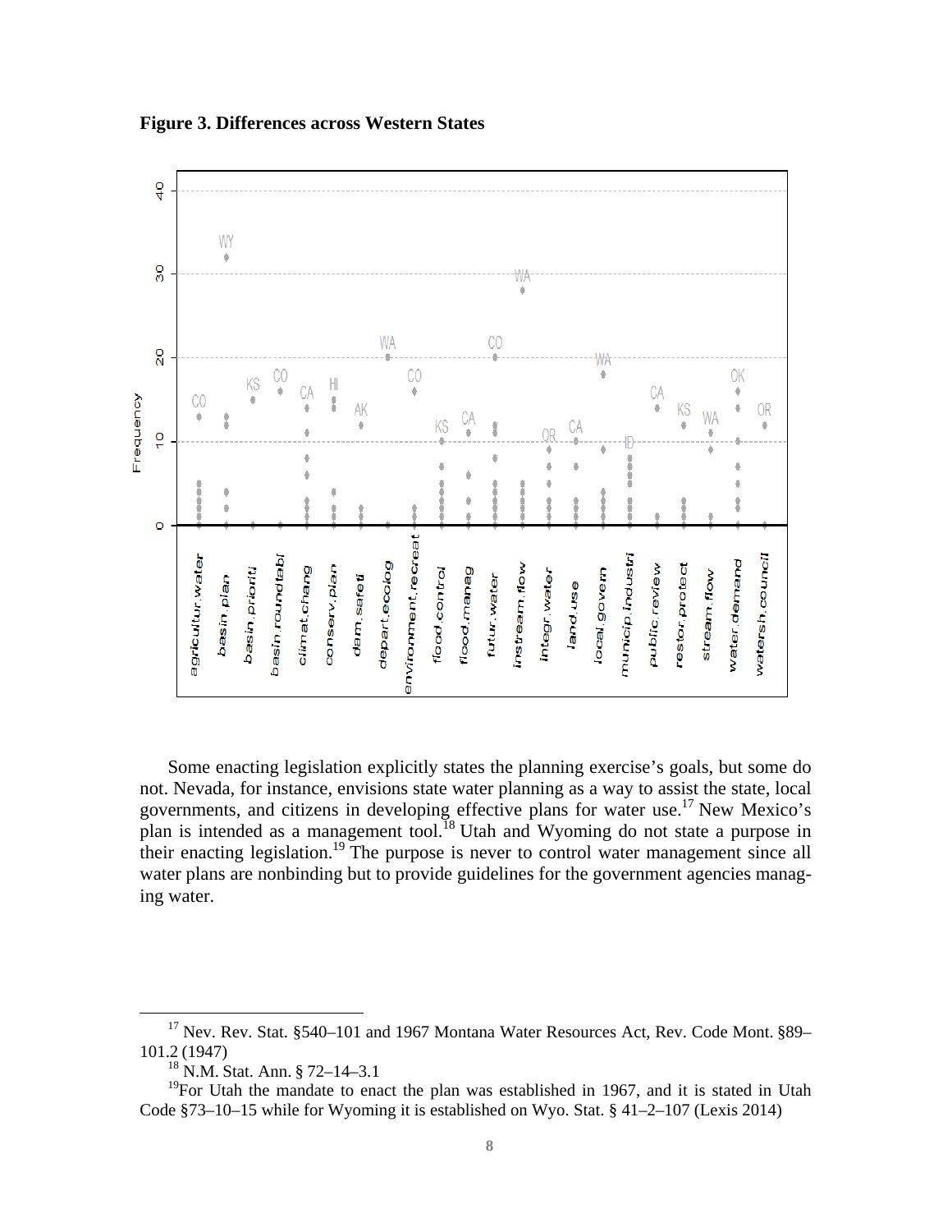**Figure 3. Differences across Western States**

Some enacting legislation explicitly states the planning exercise's goals, but some do not. Nevada, for instance, envisions state water planning as a way to assist the state, local governments, and citizens in developing effective plans for water use.[17] New Mexico's plan is intended as a management tool.[18] Utah and Wyoming do not state a purpose in their enacting legislation.[19] The purpose is never to control water management since all water plans are nonbinding but to provide guidelines for the government agencies managing water.

---

[17] Nev. Rev. Stat. §540–101 and 1967 Montana Water Resources Act, Rev. Code Mont. §89–101.2 (1947)

[18] N.M. Stat. Ann. § 72–14–3.1

[19] For Utah the mandate to enact the plan was established in 1967, and it is stated in Utah Code §73–10–15 while for Wyoming it is established on Wyo. Stat. § 41–2–107 (Lexis 2014)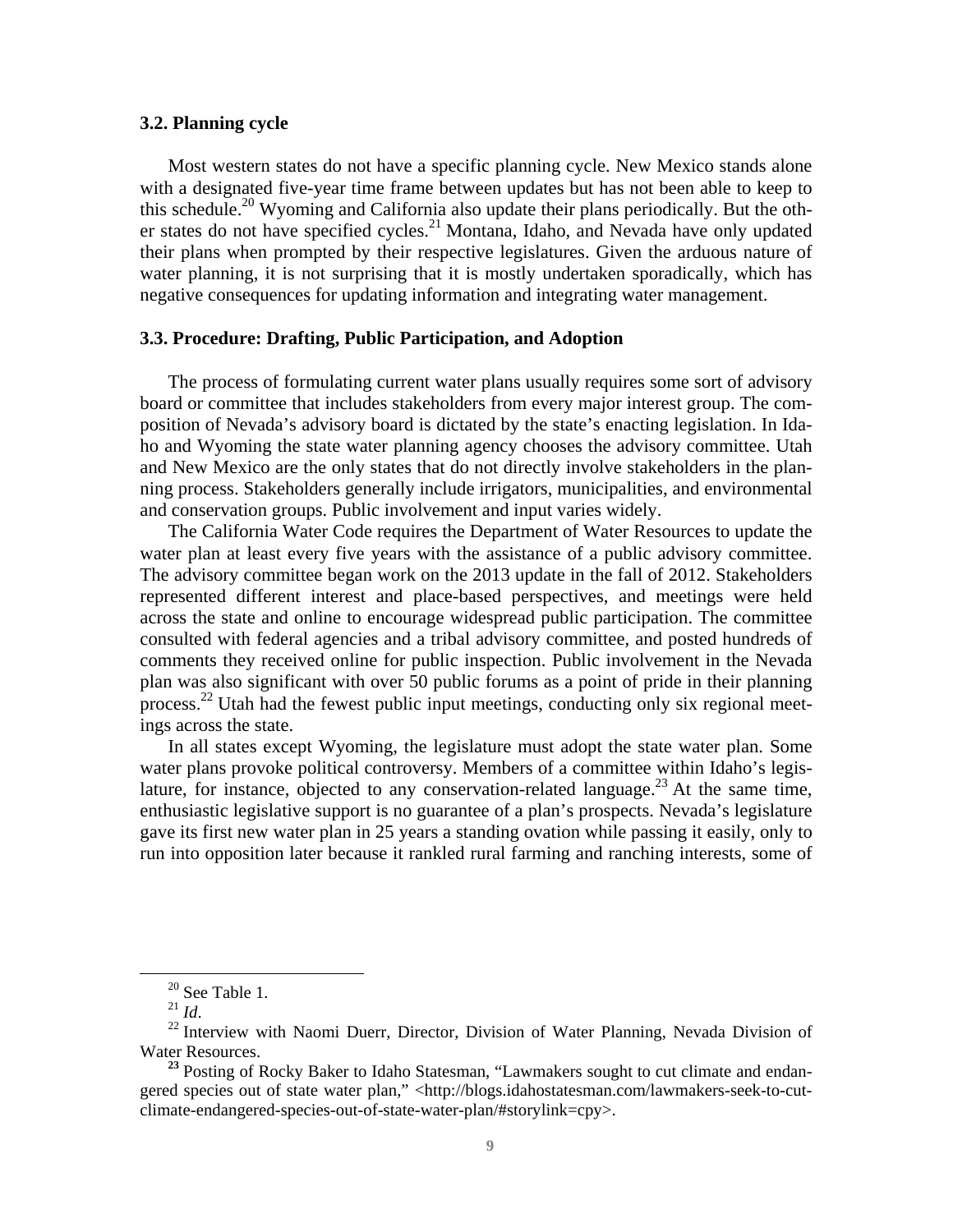### 3.2. Planning cycle

Most western states do not have a specific planning cycle. New Mexico stands alone with a designated five-year time frame between updates but has not been able to keep to this schedule.[20] Wyoming and California also update their plans periodically. But the other states do not have specified cycles.[21] Montana, Idaho, and Nevada have only updated their plans when prompted by their respective legislatures. Given the arduous nature of water planning, it is not surprising that it is mostly undertaken sporadically, which has negative consequences for updating information and integrating water management.

### 3.3. Procedure: Drafting, Public Participation, and Adoption

The process of formulating current water plans usually requires some sort of advisory board or committee that includes stakeholders from every major interest group. The composition of Nevada's advisory board is dictated by the state's enacting legislation. In Idaho and Wyoming the state water planning agency chooses the advisory committee. Utah and New Mexico are the only states that do not directly involve stakeholders in the planning process. Stakeholders generally include irrigators, municipalities, and environmental and conservation groups. Public involvement and input varies widely.

The California Water Code requires the Department of Water Resources to update the water plan at least every five years with the assistance of a public advisory committee. The advisory committee began work on the 2013 update in the fall of 2012. Stakeholders represented different interest and place-based perspectives, and meetings were held across the state and online to encourage widespread public participation. The committee consulted with federal agencies and a tribal advisory committee, and posted hundreds of comments they received online for public inspection. Public involvement in the Nevada plan was also significant with over 50 public forums as a point of pride in their planning process.[22] Utah had the fewest public input meetings, conducting only six regional meetings across the state.

In all states except Wyoming, the legislature must adopt the state water plan. Some water plans provoke political controversy. Members of a committee within Idaho's legislature, for instance, objected to any conservation-related language.[23] At the same time, enthusiastic legislative support is no guarantee of a plan's prospects. Nevada's legislature gave its first new water plan in 25 years a standing ovation while passing it easily, only to run into opposition later because it rankled rural farming and ranching interests, some of

---

[20] See Table 1.

[21] *Id*.

[22] Interview with Naomi Duerr, Director, Division of Water Planning, Nevada Division of Water Resources.

[23] Posting of Rocky Baker to Idaho Statesman, "Lawmakers sought to cut climate and endangered species out of state water plan," <http://blogs.idahostatesman.com/lawmakers-seek-to-cut-climate-endangered-species-out-of-state-water-plan/#storylink=cpy>.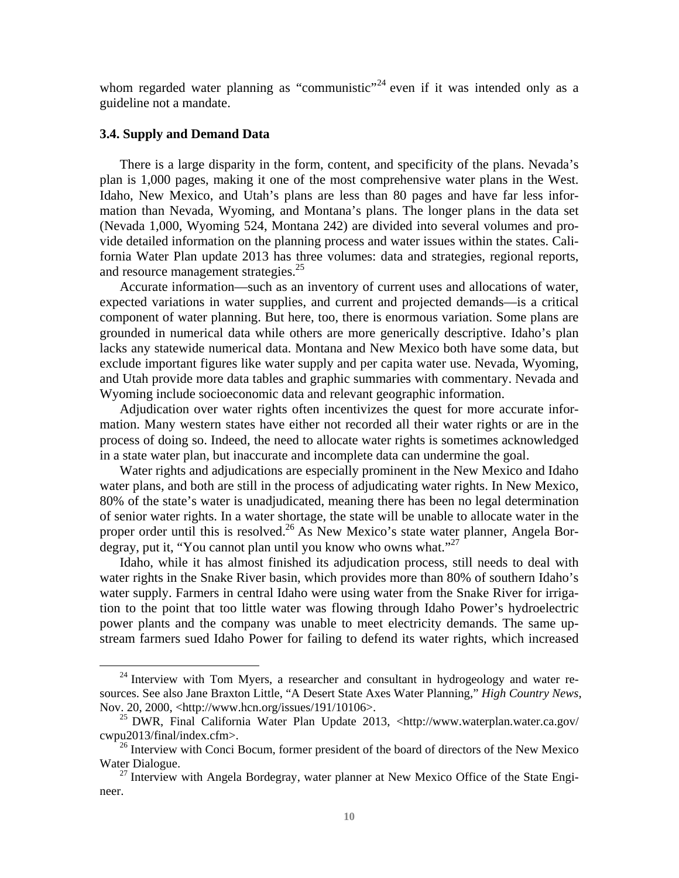whom regarded water planning as "communistic"[24] even if it was intended only as a guideline not a mandate.

### 3.4. Supply and Demand Data

There is a large disparity in the form, content, and specificity of the plans. Nevada's plan is 1,000 pages, making it one of the most comprehensive water plans in the West. Idaho, New Mexico, and Utah's plans are less than 80 pages and have far less information than Nevada, Wyoming, and Montana's plans. The longer plans in the data set (Nevada 1,000, Wyoming 524, Montana 242) are divided into several volumes and provide detailed information on the planning process and water issues within the states. California Water Plan update 2013 has three volumes: data and strategies, regional reports, and resource management strategies.[25]

Accurate information—such as an inventory of current uses and allocations of water, expected variations in water supplies, and current and projected demands—is a critical component of water planning. But here, too, there is enormous variation. Some plans are grounded in numerical data while others are more generically descriptive. Idaho's plan lacks any statewide numerical data. Montana and New Mexico both have some data, but exclude important figures like water supply and per capita water use. Nevada, Wyoming, and Utah provide more data tables and graphic summaries with commentary. Nevada and Wyoming include socioeconomic data and relevant geographic information.

Adjudication over water rights often incentivizes the quest for more accurate information. Many western states have either not recorded all their water rights or are in the process of doing so. Indeed, the need to allocate water rights is sometimes acknowledged in a state water plan, but inaccurate and incomplete data can undermine the goal.

Water rights and adjudications are especially prominent in the New Mexico and Idaho water plans, and both are still in the process of adjudicating water rights. In New Mexico, 80% of the state's water is unadjudicated, meaning there has been no legal determination of senior water rights. In a water shortage, the state will be unable to allocate water in the proper order until this is resolved.[26] As New Mexico's state water planner, Angela Bordegray, put it, "You cannot plan until you know who owns what."[27]

Idaho, while it has almost finished its adjudication process, still needs to deal with water rights in the Snake River basin, which provides more than 80% of southern Idaho's water supply. Farmers in central Idaho were using water from the Snake River for irrigation to the point that too little water was flowing through Idaho Power's hydroelectric power plants and the company was unable to meet electricity demands. The same upstream farmers sued Idaho Power for failing to defend its water rights, which increased

---

[24] Interview with Tom Myers, a researcher and consultant in hydrogeology and water resources. See also Jane Braxton Little, "A Desert State Axes Water Planning," *High Country News*, Nov. 20, 2000, <http://www.hcn.org/issues/191/10106>.

[25] DWR, Final California Water Plan Update 2013, <http://www.waterplan.water.ca.gov/cwpu2013/final/index.cfm>.

[26] Interview with Conci Bocum, former president of the board of directors of the New Mexico Water Dialogue.

[27] Interview with Angela Bordegray, water planner at New Mexico Office of the State Engineer.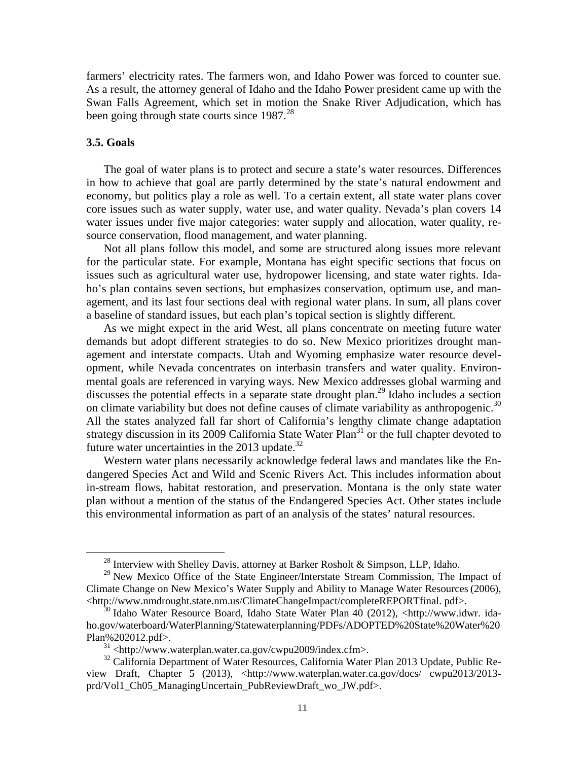farmers' electricity rates. The farmers won, and Idaho Power was forced to counter sue. As a result, the attorney general of Idaho and the Idaho Power president came up with the Swan Falls Agreement, which set in motion the Snake River Adjudication, which has been going through state courts since 1987.[28]

### 3.5. Goals

The goal of water plans is to protect and secure a state's water resources. Differences in how to achieve that goal are partly determined by the state's natural endowment and economy, but politics play a role as well. To a certain extent, all state water plans cover core issues such as water supply, water use, and water quality. Nevada's plan covers 14 water issues under five major categories: water supply and allocation, water quality, resource conservation, flood management, and water planning.

Not all plans follow this model, and some are structured along issues more relevant for the particular state. For example, Montana has eight specific sections that focus on issues such as agricultural water use, hydropower licensing, and state water rights. Idaho's plan contains seven sections, but emphasizes conservation, optimum use, and management, and its last four sections deal with regional water plans. In sum, all plans cover a baseline of standard issues, but each plan's topical section is slightly different.

As we might expect in the arid West, all plans concentrate on meeting future water demands but adopt different strategies to do so. New Mexico prioritizes drought management and interstate compacts. Utah and Wyoming emphasize water resource development, while Nevada concentrates on interbasin transfers and water quality. Environmental goals are referenced in varying ways. New Mexico addresses global warming and discusses the potential effects in a separate state drought plan.[29] Idaho includes a section on climate variability but does not define causes of climate variability as anthropogenic.[30] All the states analyzed fall far short of California's lengthy climate change adaptation strategy discussion in its 2009 California State Water Plan[31] or the full chapter devoted to future water uncertainties in the 2013 update.[32]

Western water plans necessarily acknowledge federal laws and mandates like the Endangered Species Act and Wild and Scenic Rivers Act. This includes information about in-stream flows, habitat restoration, and preservation. Montana is the only state water plan without a mention of the status of the Endangered Species Act. Other states include this environmental information as part of an analysis of the states' natural resources.

---

[28] Interview with Shelley Davis, attorney at Barker Rosholt & Simpson, LLP, Idaho.

[29] New Mexico Office of the State Engineer/Interstate Stream Commission, The Impact of Climate Change on New Mexico's Water Supply and Ability to Manage Water Resources (2006), <http://www.nmdrought.state.nm.us/ClimateChangeImpact/completeREPORTfinal. pdf>.

[30] Idaho Water Resource Board, Idaho State Water Plan 40 (2012), <http://www.idwr. idaho.gov/waterboard/WaterPlanning/Statewaterplanning/PDFs/ADOPTED%20State%20Water%20Plan%202012.pdf>.

[31] <http://www.waterplan.water.ca.gov/cwpu2009/index.cfm>.

[32] California Department of Water Resources, California Water Plan 2013 Update, Public Review Draft, Chapter 5 (2013), <http://www.waterplan.water.ca.gov/docs/ cwpu2013/2013-prd/Vol1_Ch05_ManagingUncertain_PubReviewDraft_wo_JW.pdf>.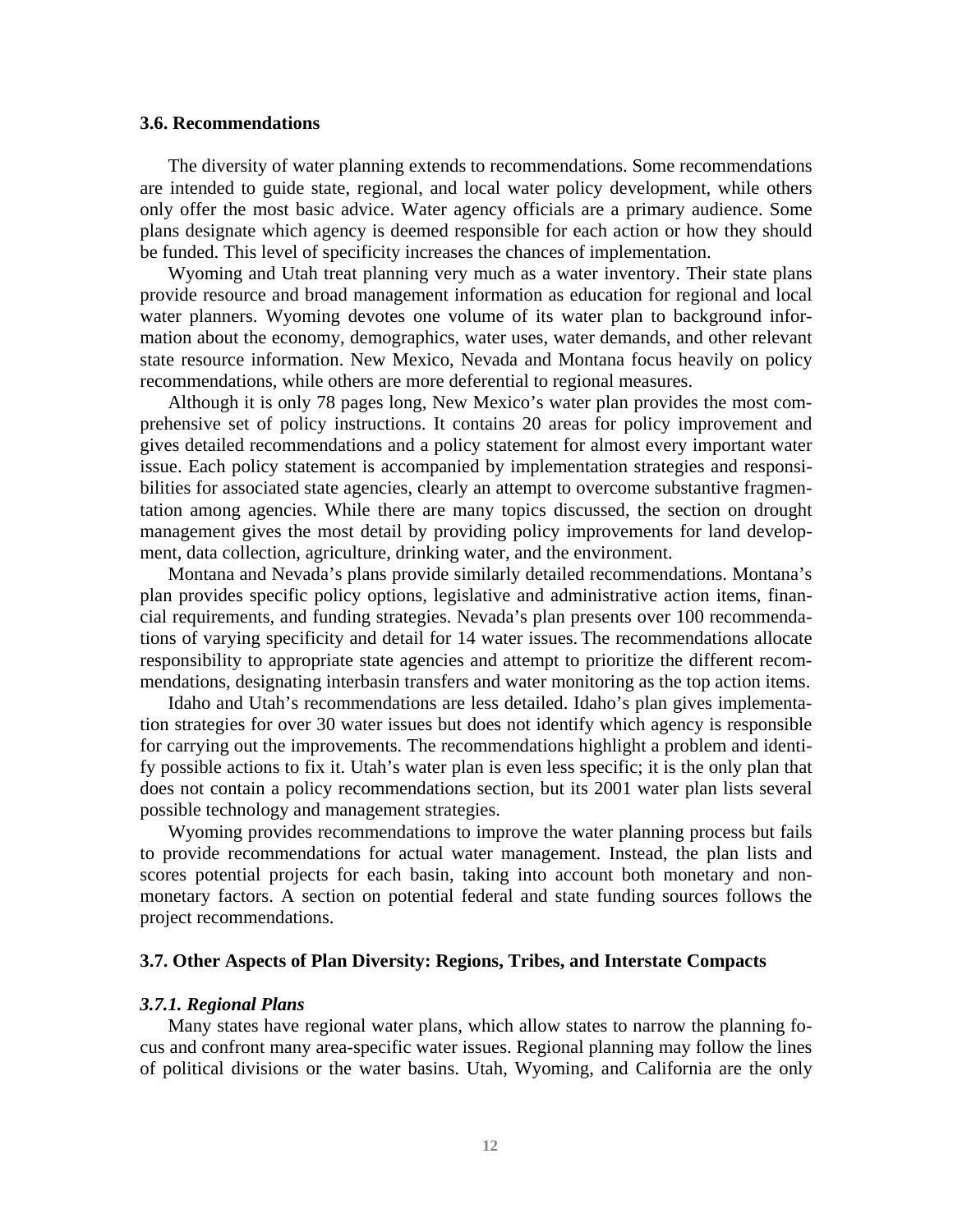### 3.6. Recommendations

The diversity of water planning extends to recommendations. Some recommendations are intended to guide state, regional, and local water policy development, while others only offer the most basic advice. Water agency officials are a primary audience. Some plans designate which agency is deemed responsible for each action or how they should be funded. This level of specificity increases the chances of implementation.

Wyoming and Utah treat planning very much as a water inventory. Their state plans provide resource and broad management information as education for regional and local water planners. Wyoming devotes one volume of its water plan to background information about the economy, demographics, water uses, water demands, and other relevant state resource information. New Mexico, Nevada and Montana focus heavily on policy recommendations, while others are more deferential to regional measures.

Although it is only 78 pages long, New Mexico's water plan provides the most comprehensive set of policy instructions. It contains 20 areas for policy improvement and gives detailed recommendations and a policy statement for almost every important water issue. Each policy statement is accompanied by implementation strategies and responsibilities for associated state agencies, clearly an attempt to overcome substantive fragmentation among agencies. While there are many topics discussed, the section on drought management gives the most detail by providing policy improvements for land development, data collection, agriculture, drinking water, and the environment.

Montana and Nevada's plans provide similarly detailed recommendations. Montana's plan provides specific policy options, legislative and administrative action items, financial requirements, and funding strategies. Nevada's plan presents over 100 recommendations of varying specificity and detail for 14 water issues. The recommendations allocate responsibility to appropriate state agencies and attempt to prioritize the different recommendations, designating interbasin transfers and water monitoring as the top action items.

Idaho and Utah's recommendations are less detailed. Idaho's plan gives implementation strategies for over 30 water issues but does not identify which agency is responsible for carrying out the improvements. The recommendations highlight a problem and identify possible actions to fix it. Utah's water plan is even less specific; it is the only plan that does not contain a policy recommendations section, but its 2001 water plan lists several possible technology and management strategies.

Wyoming provides recommendations to improve the water planning process but fails to provide recommendations for actual water management. Instead, the plan lists and scores potential projects for each basin, taking into account both monetary and non-monetary factors. A section on potential federal and state funding sources follows the project recommendations.

### 3.7. Other Aspects of Plan Diversity: Regions, Tribes, and Interstate Compacts

#### *3.7.1. Regional Plans*

Many states have regional water plans, which allow states to narrow the planning focus and confront many area-specific water issues. Regional planning may follow the lines of political divisions or the water basins. Utah, Wyoming, and California are the only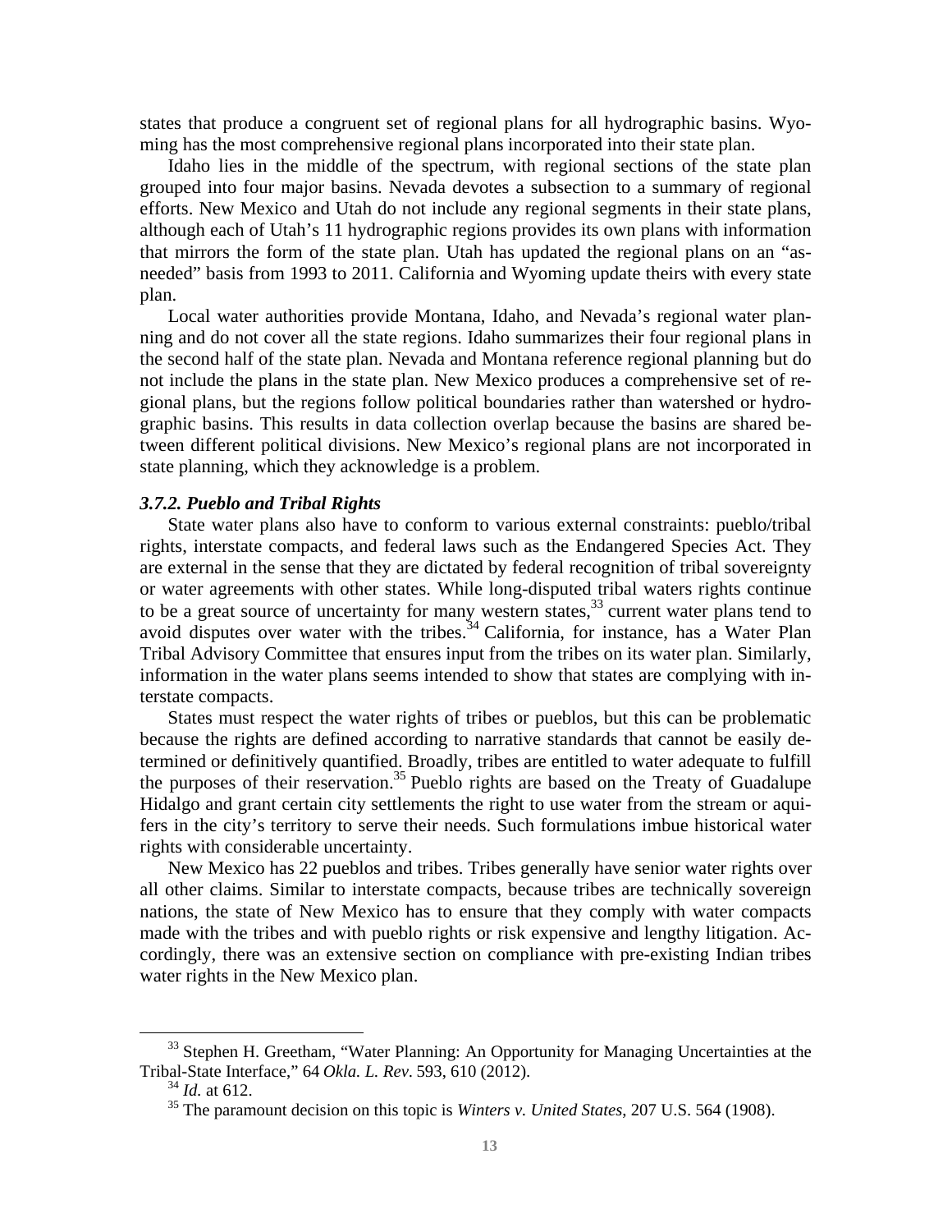states that produce a congruent set of regional plans for all hydrographic basins. Wyoming has the most comprehensive regional plans incorporated into their state plan.

Idaho lies in the middle of the spectrum, with regional sections of the state plan grouped into four major basins. Nevada devotes a subsection to a summary of regional efforts. New Mexico and Utah do not include any regional segments in their state plans, although each of Utah's 11 hydrographic regions provides its own plans with information that mirrors the form of the state plan. Utah has updated the regional plans on an "as-needed" basis from 1993 to 2011. California and Wyoming update theirs with every state plan.

Local water authorities provide Montana, Idaho, and Nevada's regional water planning and do not cover all the state regions. Idaho summarizes their four regional plans in the second half of the state plan. Nevada and Montana reference regional planning but do not include the plans in the state plan. New Mexico produces a comprehensive set of regional plans, but the regions follow political boundaries rather than watershed or hydrographic basins. This results in data collection overlap because the basins are shared between different political divisions. New Mexico's regional plans are not incorporated in state planning, which they acknowledge is a problem.

### *3.7.2. Pueblo and Tribal Rights*

State water plans also have to conform to various external constraints: pueblo/tribal rights, interstate compacts, and federal laws such as the Endangered Species Act. They are external in the sense that they are dictated by federal recognition of tribal sovereignty or water agreements with other states. While long-disputed tribal waters rights continue to be a great source of uncertainty for many western states,[33] current water plans tend to avoid disputes over water with the tribes.[34] California, for instance, has a Water Plan Tribal Advisory Committee that ensures input from the tribes on its water plan. Similarly, information in the water plans seems intended to show that states are complying with interstate compacts.

States must respect the water rights of tribes or pueblos, but this can be problematic because the rights are defined according to narrative standards that cannot be easily determined or definitively quantified. Broadly, tribes are entitled to water adequate to fulfill the purposes of their reservation.[35] Pueblo rights are based on the Treaty of Guadalupe Hidalgo and grant certain city settlements the right to use water from the stream or aquifers in the city's territory to serve their needs. Such formulations imbue historical water rights with considerable uncertainty.

New Mexico has 22 pueblos and tribes. Tribes generally have senior water rights over all other claims. Similar to interstate compacts, because tribes are technically sovereign nations, the state of New Mexico has to ensure that they comply with water compacts made with the tribes and with pueblo rights or risk expensive and lengthy litigation. Accordingly, there was an extensive section on compliance with pre-existing Indian tribes water rights in the New Mexico plan.

---

[33] Stephen H. Greetham, "Water Planning: An Opportunity for Managing Uncertainties at the Tribal-State Interface," 64 *Okla. L. Rev*. 593, 610 (2012).

[34] *Id.* at 612.

[35] The paramount decision on this topic is *Winters v. United States*, 207 U.S. 564 (1908).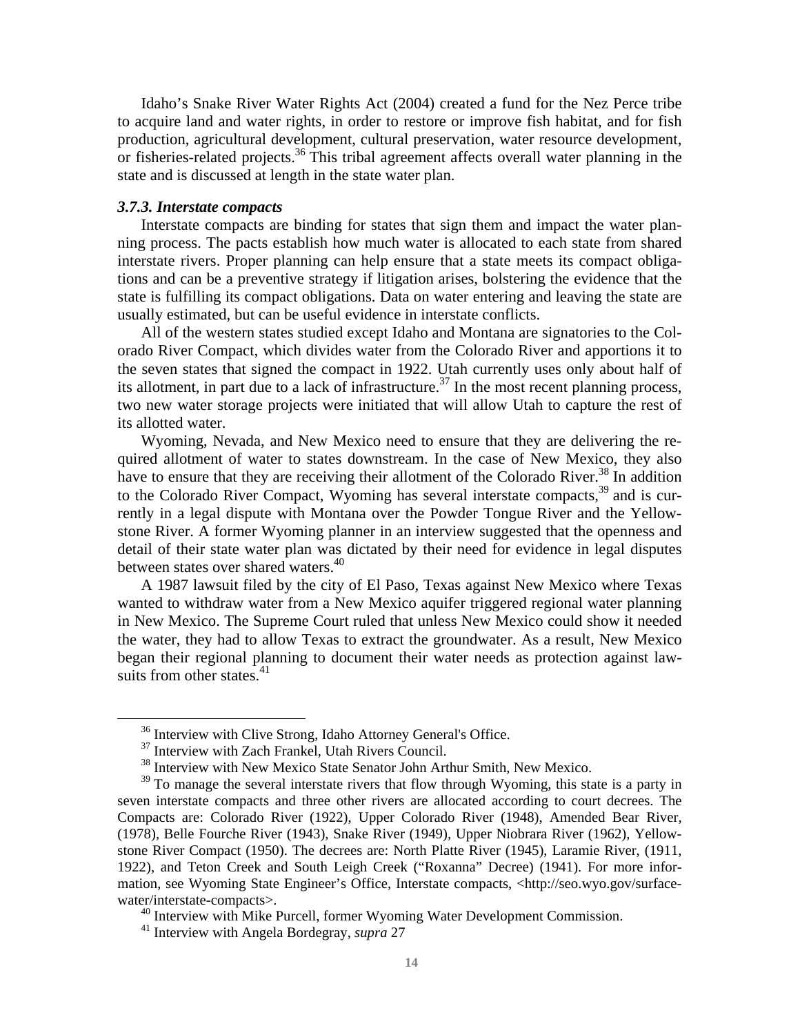Idaho's Snake River Water Rights Act (2004) created a fund for the Nez Perce tribe to acquire land and water rights, in order to restore or improve fish habitat, and for fish production, agricultural development, cultural preservation, water resource development, or fisheries-related projects.[36] This tribal agreement affects overall water planning in the state and is discussed at length in the state water plan.

#### *3.7.3. Interstate compacts*

Interstate compacts are binding for states that sign them and impact the water planning process. The pacts establish how much water is allocated to each state from shared interstate rivers. Proper planning can help ensure that a state meets its compact obligations and can be a preventive strategy if litigation arises, bolstering the evidence that the state is fulfilling its compact obligations. Data on water entering and leaving the state are usually estimated, but can be useful evidence in interstate conflicts.

All of the western states studied except Idaho and Montana are signatories to the Colorado River Compact, which divides water from the Colorado River and apportions it to the seven states that signed the compact in 1922. Utah currently uses only about half of its allotment, in part due to a lack of infrastructure.[37] In the most recent planning process, two new water storage projects were initiated that will allow Utah to capture the rest of its allotted water.

Wyoming, Nevada, and New Mexico need to ensure that they are delivering the required allotment of water to states downstream. In the case of New Mexico, they also have to ensure that they are receiving their allotment of the Colorado River.[38] In addition to the Colorado River Compact, Wyoming has several interstate compacts,[39] and is currently in a legal dispute with Montana over the Powder Tongue River and the Yellowstone River. A former Wyoming planner in an interview suggested that the openness and detail of their state water plan was dictated by their need for evidence in legal disputes between states over shared waters.[40]

A 1987 lawsuit filed by the city of El Paso, Texas against New Mexico where Texas wanted to withdraw water from a New Mexico aquifer triggered regional water planning in New Mexico. The Supreme Court ruled that unless New Mexico could show it needed the water, they had to allow Texas to extract the groundwater. As a result, New Mexico began their regional planning to document their water needs as protection against lawsuits from other states.[41]

---

[36] Interview with Clive Strong, Idaho Attorney General's Office.

[37] Interview with Zach Frankel, Utah Rivers Council.

[38] Interview with New Mexico State Senator John Arthur Smith, New Mexico.

[39] To manage the several interstate rivers that flow through Wyoming, this state is a party in seven interstate compacts and three other rivers are allocated according to court decrees. The Compacts are: Colorado River (1922), Upper Colorado River (1948), Amended Bear River, (1978), Belle Fourche River (1943), Snake River (1949), Upper Niobrara River (1962), Yellowstone River Compact (1950). The decrees are: North Platte River (1945), Laramie River, (1911, 1922), and Teton Creek and South Leigh Creek ("Roxanna" Decree) (1941). For more information, see Wyoming State Engineer's Office, Interstate compacts, <http://seo.wyo.gov/surface-water/interstate-compacts>.

[40] Interview with Mike Purcell, former Wyoming Water Development Commission.

[41] Interview with Angela Bordegray, *supra* 27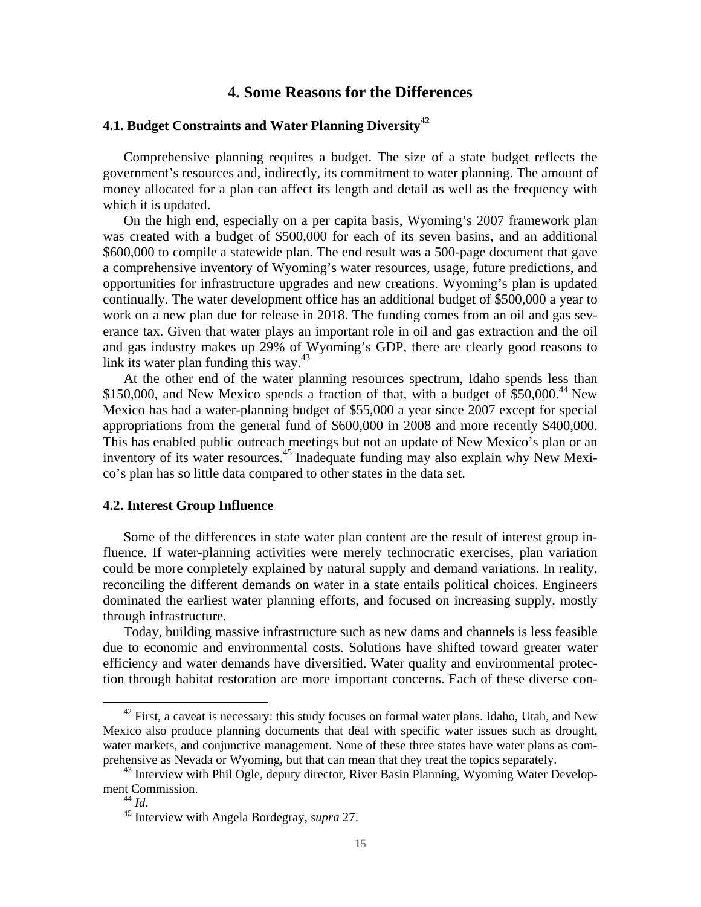# 4. Some Reasons for the Differences

## 4.1. Budget Constraints and Water Planning Diversity[42]

Comprehensive planning requires a budget. The size of a state budget reflects the government's resources and, indirectly, its commitment to water planning. The amount of money allocated for a plan can affect its length and detail as well as the frequency with which it is updated.

On the high end, especially on a per capita basis, Wyoming's 2007 framework plan was created with a budget of $500,000 for each of its seven basins, and an additional $600,000 to compile a statewide plan. The end result was a 500-page document that gave a comprehensive inventory of Wyoming's water resources, usage, future predictions, and opportunities for infrastructure upgrades and new creations. Wyoming's plan is updated continually. The water development office has an additional budget of $500,000 a year to work on a new plan due for release in 2018. The funding comes from an oil and gas severance tax. Given that water plays an important role in oil and gas extraction and the oil and gas industry makes up 29% of Wyoming's GDP, there are clearly good reasons to link its water plan funding this way.[43]

At the other end of the water planning resources spectrum, Idaho spends less than $150,000, and New Mexico spends a fraction of that, with a budget of $50,000.[44] New Mexico has had a water-planning budget of $55,000 a year since 2007 except for special appropriations from the general fund of $600,000 in 2008 and more recently $400,000. This has enabled public outreach meetings but not an update of New Mexico's plan or an inventory of its water resources.[45] Inadequate funding may also explain why New Mexico's plan has so little data compared to other states in the data set.

## 4.2. Interest Group Influence

Some of the differences in state water plan content are the result of interest group influence. If water-planning activities were merely technocratic exercises, plan variation could be more completely explained by natural supply and demand variations. In reality, reconciling the different demands on water in a state entails political choices. Engineers dominated the earliest water planning efforts, and focused on increasing supply, mostly through infrastructure.

Today, building massive infrastructure such as new dams and channels is less feasible due to economic and environmental costs. Solutions have shifted toward greater water efficiency and water demands have diversified. Water quality and environmental protection through habitat restoration are more important concerns. Each of these diverse con-

[42] First, a caveat is necessary: this study focuses on formal water plans. Idaho, Utah, and New Mexico also produce planning documents that deal with specific water issues such as drought, water markets, and conjunctive management. None of these three states have water plans as comprehensive as Nevada or Wyoming, but that can mean that they treat the topics separately.

[43] Interview with Phil Ogle, deputy director, River Basin Planning, Wyoming Water Development Commission.

[44] *Id*.

[45] Interview with Angela Bordegray, *supra* 27.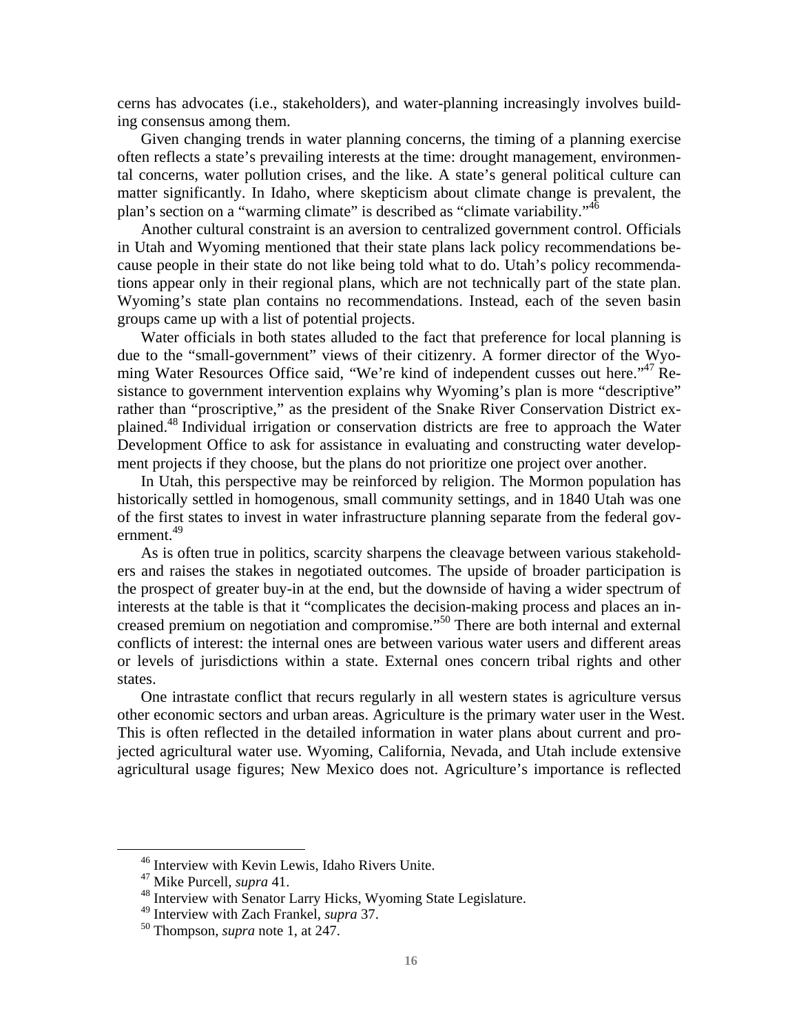cerns has advocates (i.e., stakeholders), and water-planning increasingly involves building consensus among them.

Given changing trends in water planning concerns, the timing of a planning exercise often reflects a state's prevailing interests at the time: drought management, environmental concerns, water pollution crises, and the like. A state's general political culture can matter significantly. In Idaho, where skepticism about climate change is prevalent, the plan's section on a "warming climate" is described as "climate variability."[46]

Another cultural constraint is an aversion to centralized government control. Officials in Utah and Wyoming mentioned that their state plans lack policy recommendations because people in their state do not like being told what to do. Utah's policy recommendations appear only in their regional plans, which are not technically part of the state plan. Wyoming's state plan contains no recommendations. Instead, each of the seven basin groups came up with a list of potential projects.

Water officials in both states alluded to the fact that preference for local planning is due to the "small-government" views of their citizenry. A former director of the Wyoming Water Resources Office said, "We're kind of independent cusses out here."[47] Resistance to government intervention explains why Wyoming's plan is more "descriptive" rather than "proscriptive," as the president of the Snake River Conservation District explained.[48] Individual irrigation or conservation districts are free to approach the Water Development Office to ask for assistance in evaluating and constructing water development projects if they choose, but the plans do not prioritize one project over another.

In Utah, this perspective may be reinforced by religion. The Mormon population has historically settled in homogenous, small community settings, and in 1840 Utah was one of the first states to invest in water infrastructure planning separate from the federal government.[49]

As is often true in politics, scarcity sharpens the cleavage between various stakeholders and raises the stakes in negotiated outcomes. The upside of broader participation is the prospect of greater buy-in at the end, but the downside of having a wider spectrum of interests at the table is that it "complicates the decision-making process and places an increased premium on negotiation and compromise."[50] There are both internal and external conflicts of interest: the internal ones are between various water users and different areas or levels of jurisdictions within a state. External ones concern tribal rights and other states.

One intrastate conflict that recurs regularly in all western states is agriculture versus other economic sectors and urban areas. Agriculture is the primary water user in the West. This is often reflected in the detailed information in water plans about current and projected agricultural water use. Wyoming, California, Nevada, and Utah include extensive agricultural usage figures; New Mexico does not. Agriculture's importance is reflected

[46] Interview with Kevin Lewis, Idaho Rivers Unite.
[47] Mike Purcell, *supra* 41.
[48] Interview with Senator Larry Hicks, Wyoming State Legislature.
[49] Interview with Zach Frankel, *supra* 37.
[50] Thompson, *supra* note 1, at 247.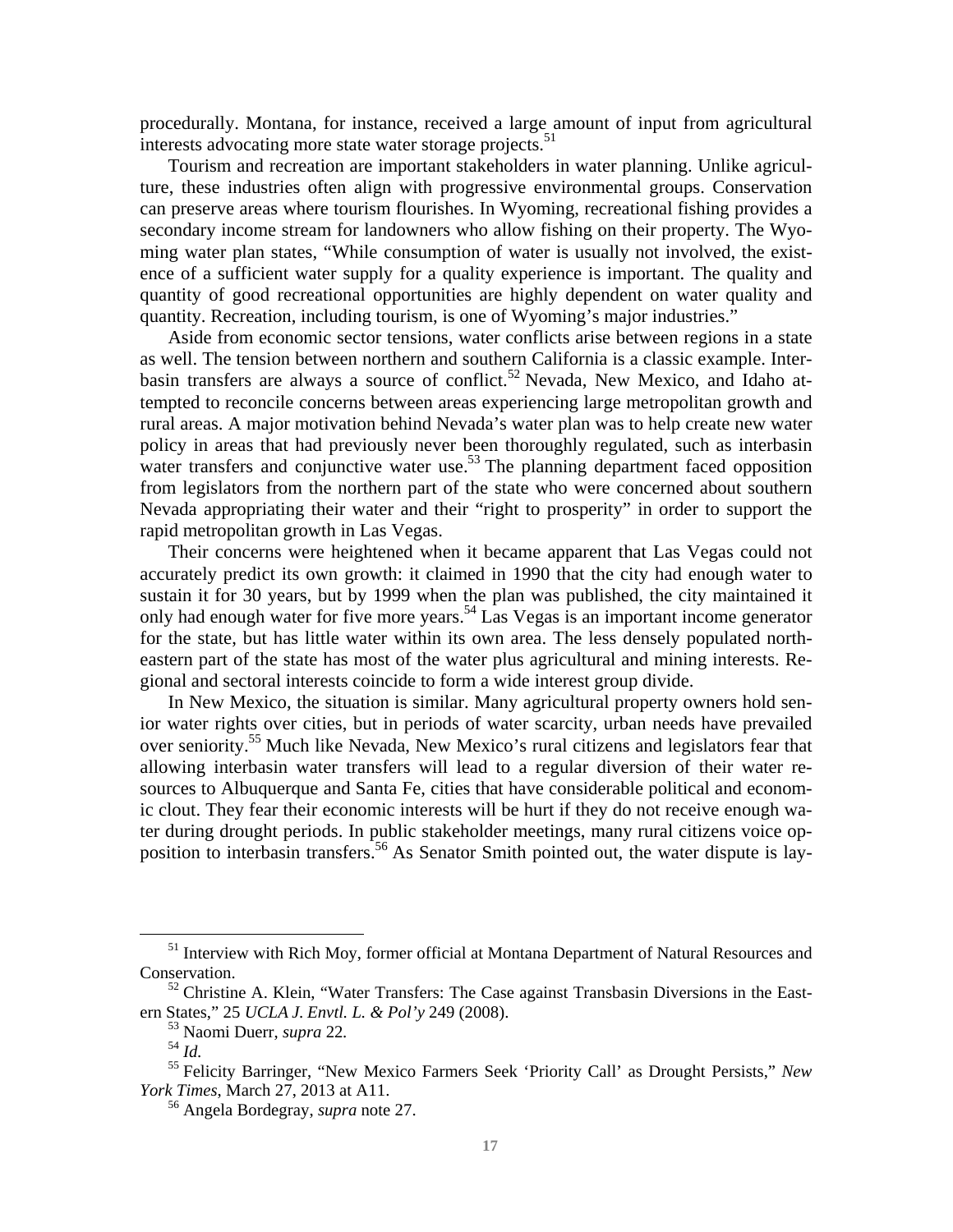procedurally. Montana, for instance, received a large amount of input from agricultural interests advocating more state water storage projects.[51]

Tourism and recreation are important stakeholders in water planning. Unlike agriculture, these industries often align with progressive environmental groups. Conservation can preserve areas where tourism flourishes. In Wyoming, recreational fishing provides a secondary income stream for landowners who allow fishing on their property. The Wyoming water plan states, "While consumption of water is usually not involved, the existence of a sufficient water supply for a quality experience is important. The quality and quantity of good recreational opportunities are highly dependent on water quality and quantity. Recreation, including tourism, is one of Wyoming's major industries."

Aside from economic sector tensions, water conflicts arise between regions in a state as well. The tension between northern and southern California is a classic example. Interbasin transfers are always a source of conflict.[52] Nevada, New Mexico, and Idaho attempted to reconcile concerns between areas experiencing large metropolitan growth and rural areas. A major motivation behind Nevada's water plan was to help create new water policy in areas that had previously never been thoroughly regulated, such as interbasin water transfers and conjunctive water use.[53] The planning department faced opposition from legislators from the northern part of the state who were concerned about southern Nevada appropriating their water and their "right to prosperity" in order to support the rapid metropolitan growth in Las Vegas.

Their concerns were heightened when it became apparent that Las Vegas could not accurately predict its own growth: it claimed in 1990 that the city had enough water to sustain it for 30 years, but by 1999 when the plan was published, the city maintained it only had enough water for five more years.[54] Las Vegas is an important income generator for the state, but has little water within its own area. The less densely populated northeastern part of the state has most of the water plus agricultural and mining interests. Regional and sectoral interests coincide to form a wide interest group divide.

In New Mexico, the situation is similar. Many agricultural property owners hold senior water rights over cities, but in periods of water scarcity, urban needs have prevailed over seniority.[55] Much like Nevada, New Mexico's rural citizens and legislators fear that allowing interbasin water transfers will lead to a regular diversion of their water resources to Albuquerque and Santa Fe, cities that have considerable political and economic clout. They fear their economic interests will be hurt if they do not receive enough water during drought periods. In public stakeholder meetings, many rural citizens voice opposition to interbasin transfers.[56] As Senator Smith pointed out, the water dispute is lay-

---

[51] Interview with Rich Moy, former official at Montana Department of Natural Resources and Conservation.

[52] Christine A. Klein, "Water Transfers: The Case against Transbasin Diversions in the Eastern States," 25 *UCLA J. Envtl. L. & Pol'y* 249 (2008).

[53] Naomi Duerr, *supra* 22.

[54] *Id.*

[55] Felicity Barringer, "New Mexico Farmers Seek 'Priority Call' as Drought Persists," *New York Times*, March 27, 2013 at A11.

[56] Angela Bordegray, *supra* note 27.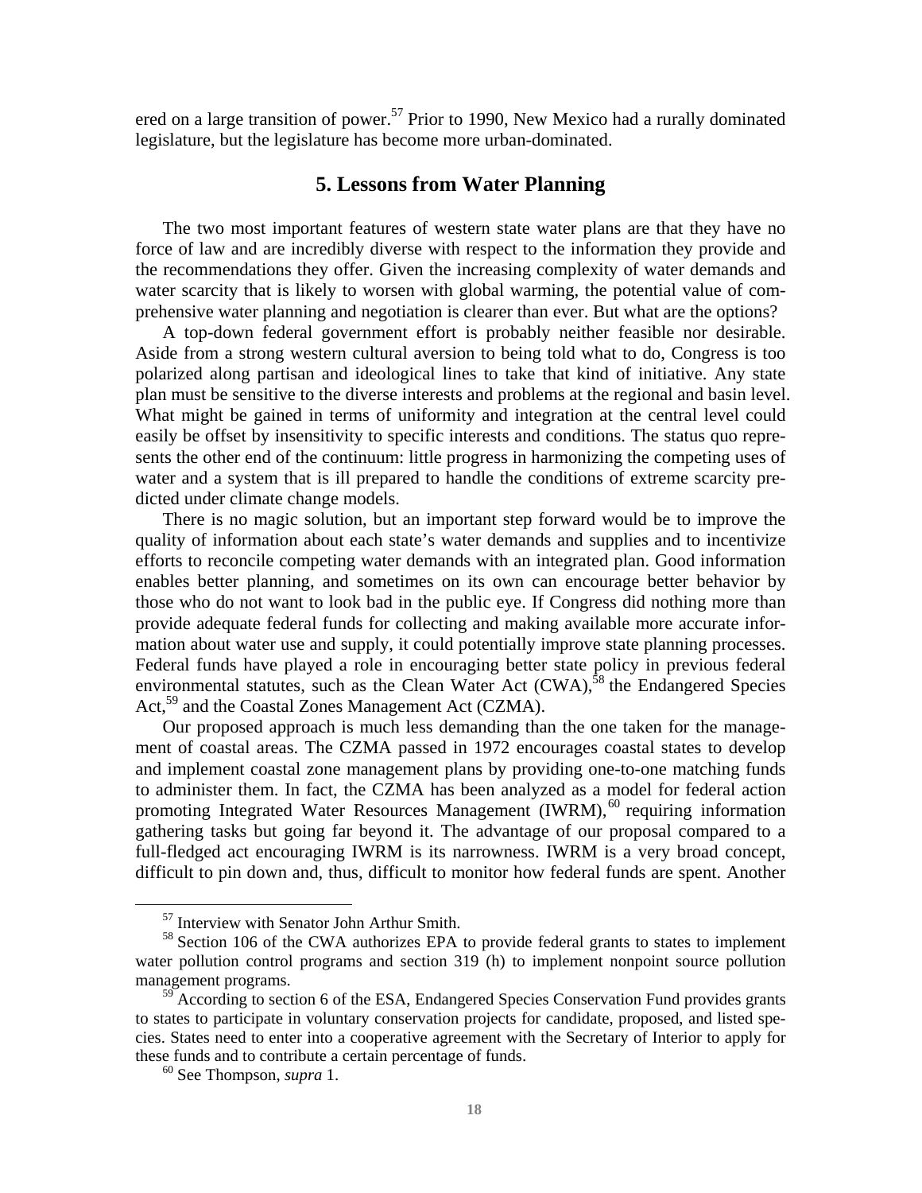ered on a large transition of power.[57] Prior to 1990, New Mexico had a rurally dominated legislature, but the legislature has become more urban-dominated.

## 5. Lessons from Water Planning

The two most important features of western state water plans are that they have no force of law and are incredibly diverse with respect to the information they provide and the recommendations they offer. Given the increasing complexity of water demands and water scarcity that is likely to worsen with global warming, the potential value of comprehensive water planning and negotiation is clearer than ever. But what are the options?

A top-down federal government effort is probably neither feasible nor desirable. Aside from a strong western cultural aversion to being told what to do, Congress is too polarized along partisan and ideological lines to take that kind of initiative. Any state plan must be sensitive to the diverse interests and problems at the regional and basin level. What might be gained in terms of uniformity and integration at the central level could easily be offset by insensitivity to specific interests and conditions. The status quo represents the other end of the continuum: little progress in harmonizing the competing uses of water and a system that is ill prepared to handle the conditions of extreme scarcity predicted under climate change models.

There is no magic solution, but an important step forward would be to improve the quality of information about each state's water demands and supplies and to incentivize efforts to reconcile competing water demands with an integrated plan. Good information enables better planning, and sometimes on its own can encourage better behavior by those who do not want to look bad in the public eye. If Congress did nothing more than provide adequate federal funds for collecting and making available more accurate information about water use and supply, it could potentially improve state planning processes. Federal funds have played a role in encouraging better state policy in previous federal environmental statutes, such as the Clean Water Act (CWA),[58] the Endangered Species Act,[59] and the Coastal Zones Management Act (CZMA).

Our proposed approach is much less demanding than the one taken for the management of coastal areas. The CZMA passed in 1972 encourages coastal states to develop and implement coastal zone management plans by providing one-to-one matching funds to administer them. In fact, the CZMA has been analyzed as a model for federal action promoting Integrated Water Resources Management (IWRM),[60] requiring information gathering tasks but going far beyond it. The advantage of our proposal compared to a full-fledged act encouraging IWRM is its narrowness. IWRM is a very broad concept, difficult to pin down and, thus, difficult to monitor how federal funds are spent. Another

---

[57] Interview with Senator John Arthur Smith.

[58] Section 106 of the CWA authorizes EPA to provide federal grants to states to implement water pollution control programs and section 319 (h) to implement nonpoint source pollution management programs.

[59] According to section 6 of the ESA, Endangered Species Conservation Fund provides grants to states to participate in voluntary conservation projects for candidate, proposed, and listed species. States need to enter into a cooperative agreement with the Secretary of Interior to apply for these funds and to contribute a certain percentage of funds.

[60] See Thompson, *supra* 1.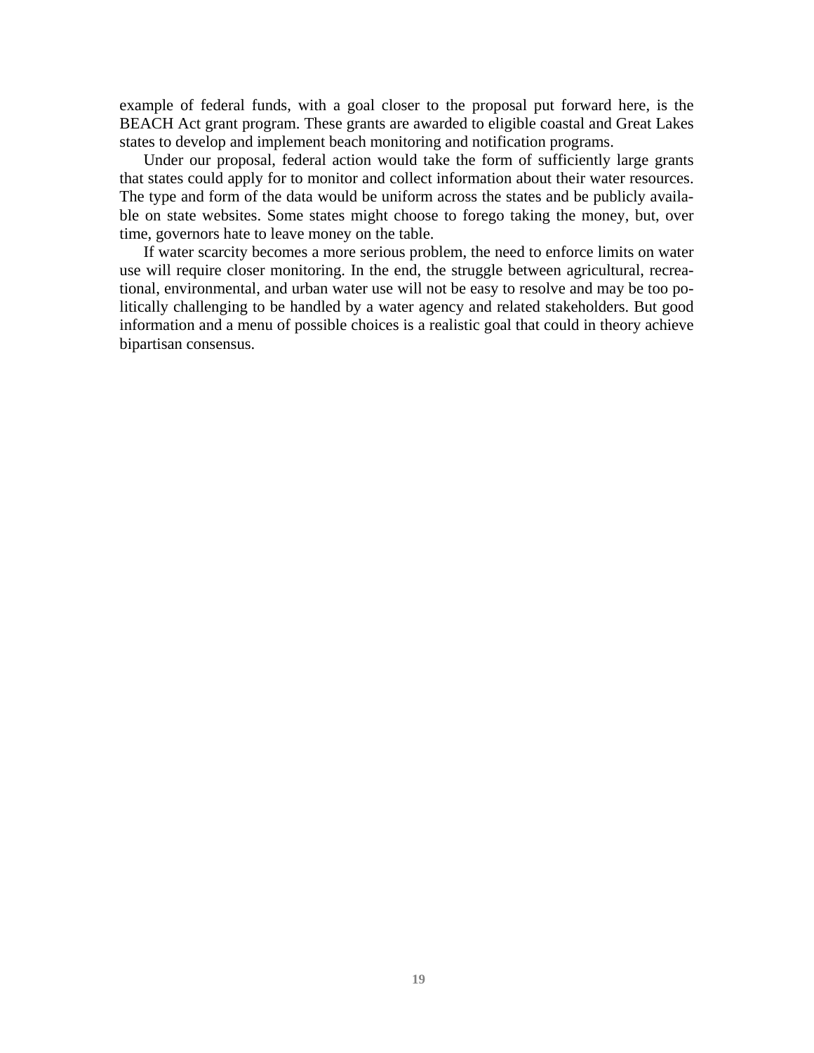example of federal funds, with a goal closer to the proposal put forward here, is the BEACH Act grant program. These grants are awarded to eligible coastal and Great Lakes states to develop and implement beach monitoring and notification programs.

Under our proposal, federal action would take the form of sufficiently large grants that states could apply for to monitor and collect information about their water resources. The type and form of the data would be uniform across the states and be publicly available on state websites. Some states might choose to forego taking the money, but, over time, governors hate to leave money on the table.

If water scarcity becomes a more serious problem, the need to enforce limits on water use will require closer monitoring. In the end, the struggle between agricultural, recreational, environmental, and urban water use will not be easy to resolve and may be too politically challenging to be handled by a water agency and related stakeholders. But good information and a menu of possible choices is a realistic goal that could in theory achieve bipartisan consensus.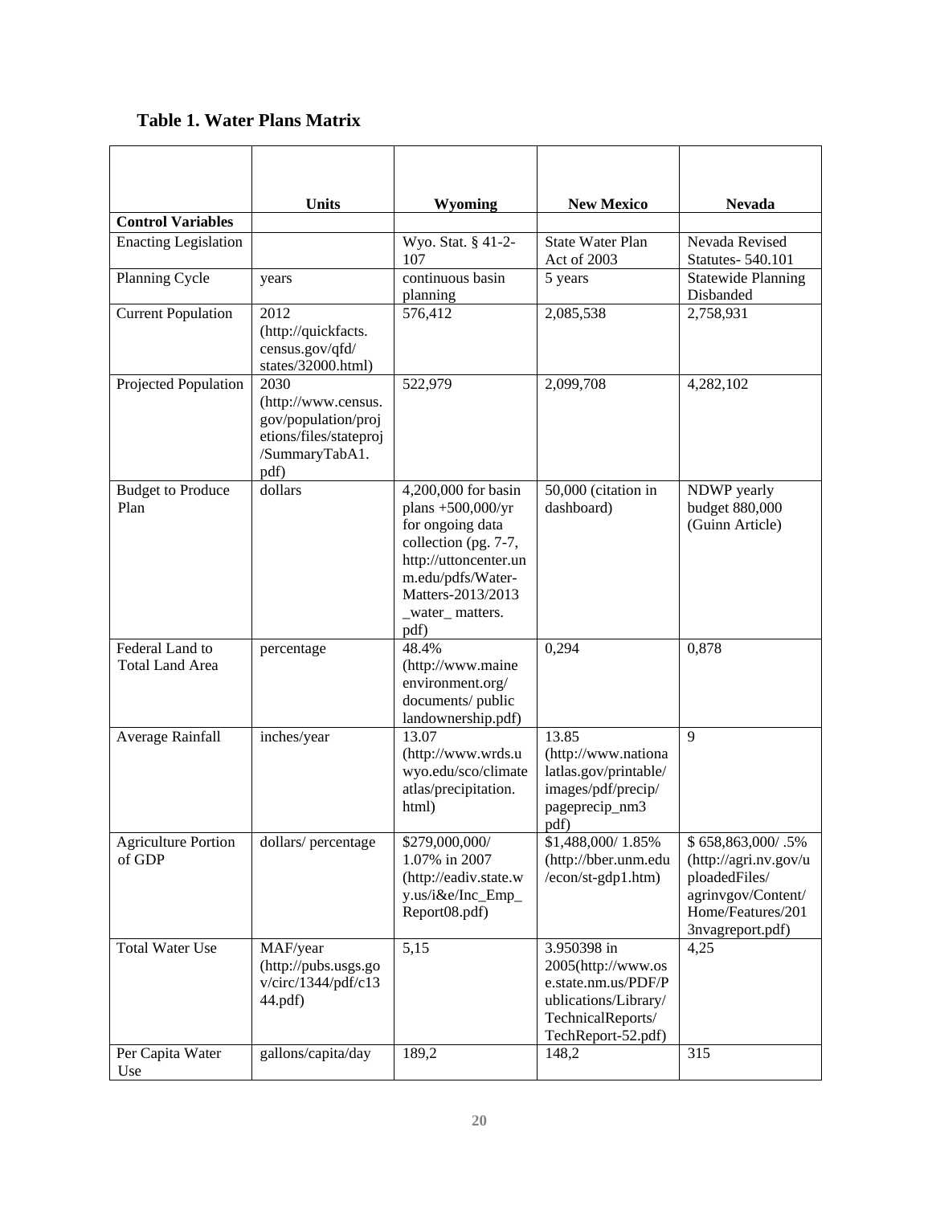**Table 1. Water Plans Matrix**

| | Units | Wyoming | New Mexico | Nevada |
|---|---|---|---|---|
| **Control Variables** | | | | |
| Enacting Legislation | | Wyo. Stat. § 41-2-107 | State Water Plan Act of 2003 | Nevada Revised Statutes- 540.101 |
| Planning Cycle | years | continuous basin planning | 5 years | Statewide Planning Disbanded |
| Current Population | 2012 (http://quickfacts.census.gov/qfd/states/32000.html) | 576,412 | 2,085,538 | 2,758,931 |
| Projected Population | 2030 (http://www.census.gov/population/projections/files/stateproj/SummaryTabA1.pdf) | 522,979 | 2,099,708 | 4,282,102 |
| Budget to Produce Plan | dollars | 4,200,000 for basin plans +500,000/yr for ongoing data collection (pg. 7-7, http://uttoncenter.unm.edu/pdfs/Water-Matters-2013/2013_water_ matters.pdf) | 50,000 (citation in dashboard) | NDWP yearly budget 880,000 (Guinn Article) |
| Federal Land to Total Land Area | percentage | 48.4% (http://www.maineenvironment.org/documents/ public landownership.pdf) | 0,294 | 0,878 |
| Average Rainfall | inches/year | 13.07 (http://www.wrds.uwyo.edu/sco/climateatlas/precipitation.html) | 13.85 (http://www.nationalatlas.gov/printable/images/pdf/precip/pageprecip_nm3pdf) | 9 |
| Agriculture Portion of GDP | dollars/ percentage | $279,000,000/ 1.07% in 2007 (http://eadiv.state.wy.us/i&e/Inc_Emp_Report08.pdf) | $1,488,000/ 1.85% (http://bber.unm.edu/econ/st-gdp1.htm) | $ 658,863,000/ .5% (http://agri.nv.gov/uploadedFiles/agrinvgov/Content/Home/Features/2013nvagreport.pdf) |
| Total Water Use | MAF/year (http://pubs.usgs.gov/circ/1344/pdf/c1344.pdf) | 5,15 | 3.950398 in 2005(http://www.ose.state.nm.us/PDF/Publications/Library/TechnicalReports/TechReport-52.pdf) | 4,25 |
| Per Capita Water Use | gallons/capita/day | 189,2 | 148,2 | 315 |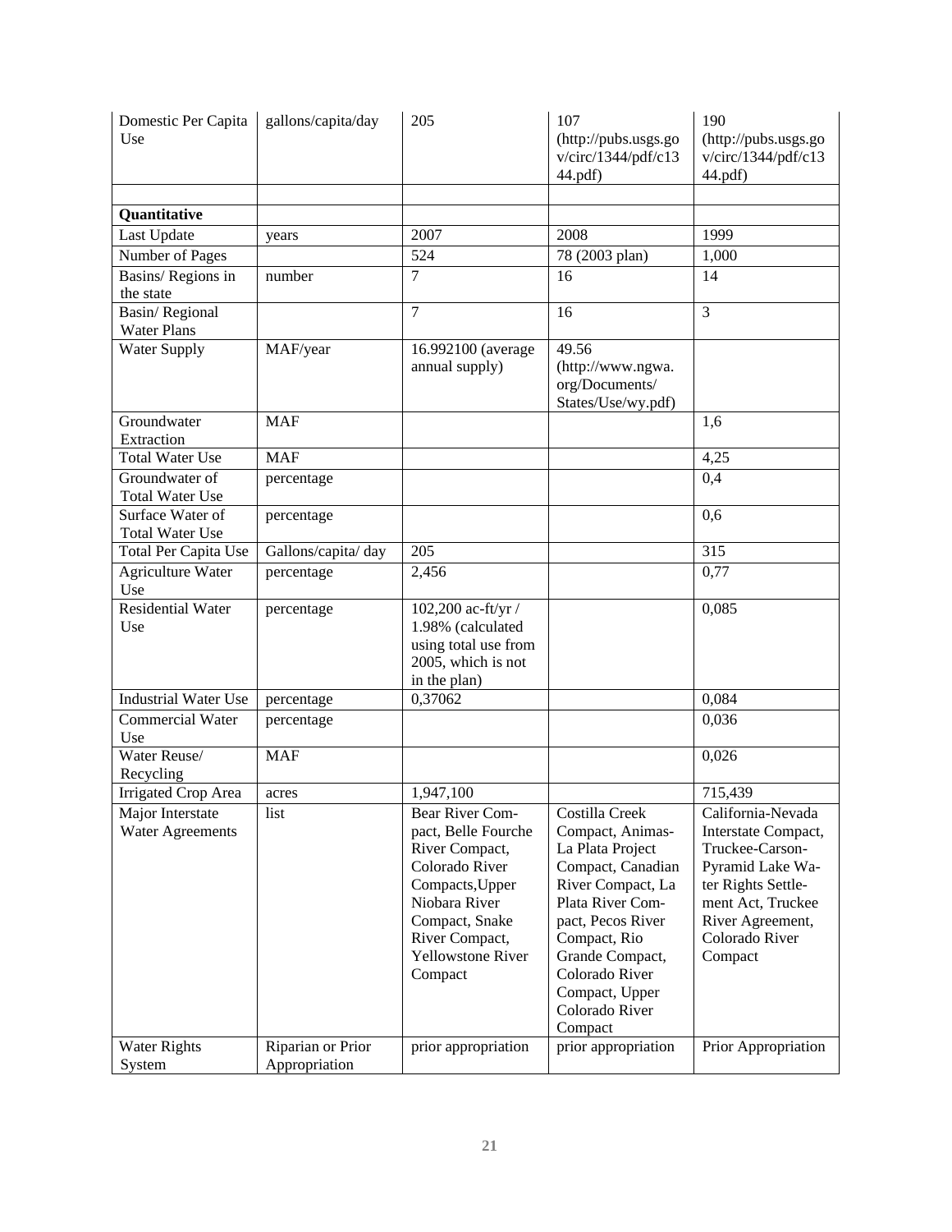| Domestic Per Capita Use | gallons/capita/day | 205 | 107 (http://pubs.usgs.gov/circ/1344/pdf/c1344.pdf) | 190 (http://pubs.usgs.gov/circ/1344/pdf/c1344.pdf) |
|---|---|---|---|---|
| | | | | |
| **Quantitative** | | | | |
| Last Update | years | 2007 | 2008 | 1999 |
| Number of Pages | | 524 | 78 (2003 plan) | 1,000 |
| Basins/ Regions in the state | number | 7 | 16 | 14 |
| Basin/ Regional Water Plans | | 7 | 16 | 3 |
| Water Supply | MAF/year | 16.992100 (average annual supply) | 49.56 (http://www.ngwa.org/Documents/States/Use/wy.pdf) | |
| Groundwater Extraction | MAF | | | 1,6 |
| Total Water Use | MAF | | | 4,25 |
| Groundwater of Total Water Use | percentage | | | 0,4 |
| Surface Water of Total Water Use | percentage | | | 0,6 |
| Total Per Capita Use | Gallons/capita/ day | 205 | | 315 |
| Agriculture Water Use | percentage | 2,456 | | 0,77 |
| Residential Water Use | percentage | 102,200 ac-ft/yr / 1.98% (calculated using total use from 2005, which is not in the plan) | | 0,085 |
| Industrial Water Use | percentage | 0,37062 | | 0,084 |
| Commercial Water Use | percentage | | | 0,036 |
| Water Reuse/ Recycling | MAF | | | 0,026 |
| Irrigated Crop Area | acres | 1,947,100 | | 715,439 |
| Major Interstate Water Agreements | list | Bear River Compact, Belle Fourche River Compact, Colorado River Compacts,Upper Niobara River Compact, Snake River Compact, Yellowstone River Compact | Costilla Creek Compact, Animas-La Plata Project Compact, Canadian River Compact, La Plata River Compact, Pecos River Compact, Rio Grande Compact, Colorado River Compact, Upper Colorado River Compact | California-Nevada Interstate Compact, Truckee-Carson-Pyramid Lake Water Rights Settlement Act, Truckee River Agreement, Colorado River Compact |
| Water Rights System | Riparian or Prior Appropriation | prior appropriation | prior appropriation | Prior Appropriation |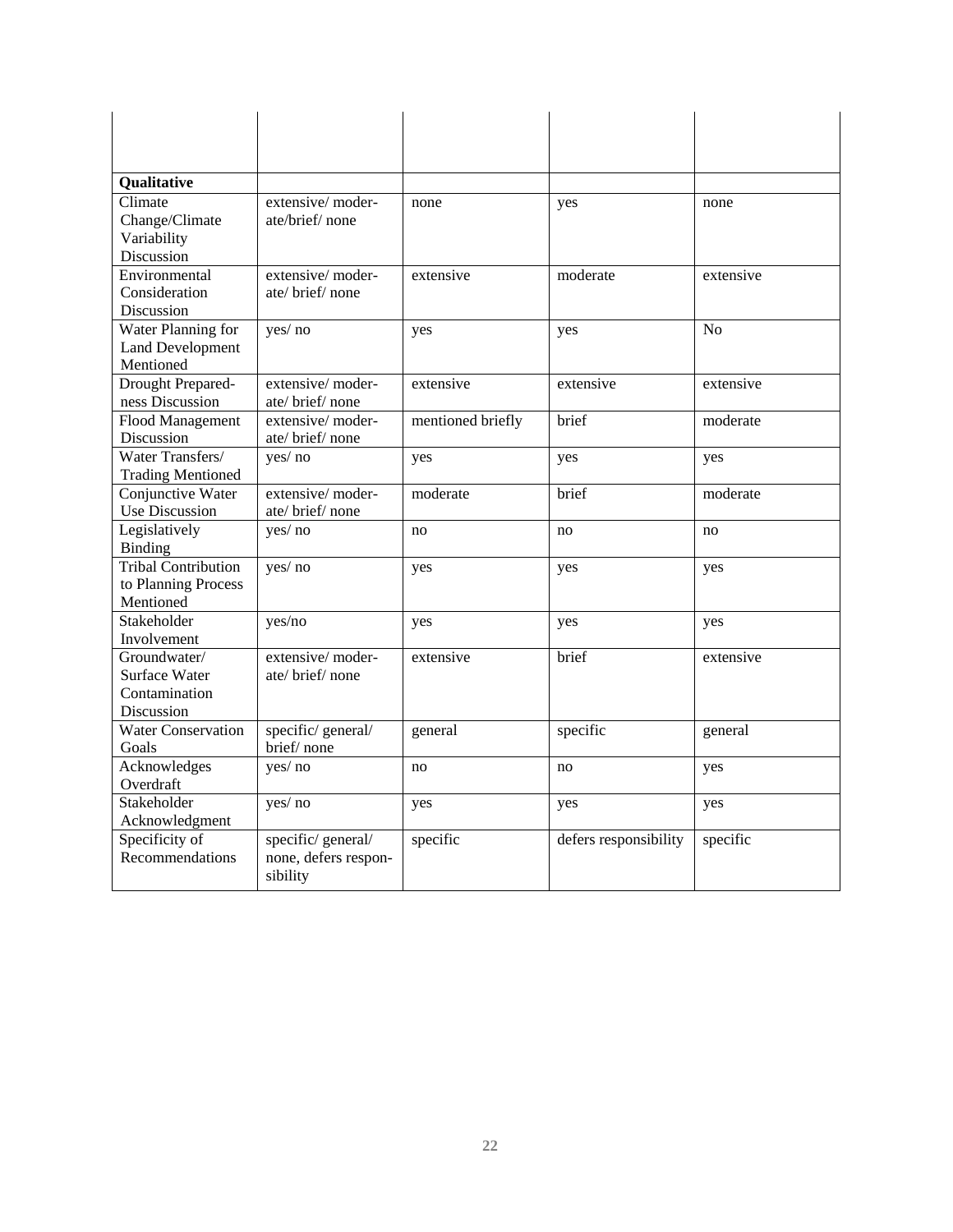| | | | | |
|---|---|---|---|---|
| **Qualitative** | | | | |
| Climate Change/Climate Variability Discussion | extensive/ moderate/brief/ none | none | yes | none |
| Environmental Consideration Discussion | extensive/ moderate/ brief/ none | extensive | moderate | extensive |
| Water Planning for Land Development Mentioned | yes/ no | yes | yes | No |
| Drought Preparedness Discussion | extensive/ moderate/ brief/ none | extensive | extensive | extensive |
| Flood Management Discussion | extensive/ moderate/ brief/ none | mentioned briefly | brief | moderate |
| Water Transfers/ Trading Mentioned | yes/ no | yes | yes | yes |
| Conjunctive Water Use Discussion | extensive/ moderate/ brief/ none | moderate | brief | moderate |
| Legislatively Binding | yes/ no | no | no | no |
| Tribal Contribution to Planning Process Mentioned | yes/ no | yes | yes | yes |
| Stakeholder Involvement | yes/no | yes | yes | yes |
| Groundwater/ Surface Water Contamination Discussion | extensive/ moderate/ brief/ none | extensive | brief | extensive |
| Water Conservation Goals | specific/ general/ brief/ none | general | specific | general |
| Acknowledges Overdraft | yes/ no | no | no | yes |
| Stakeholder Acknowledgment | yes/ no | yes | yes | yes |
| Specificity of Recommendations | specific/ general/ none, defers responsibility | specific | defers responsibility | specific |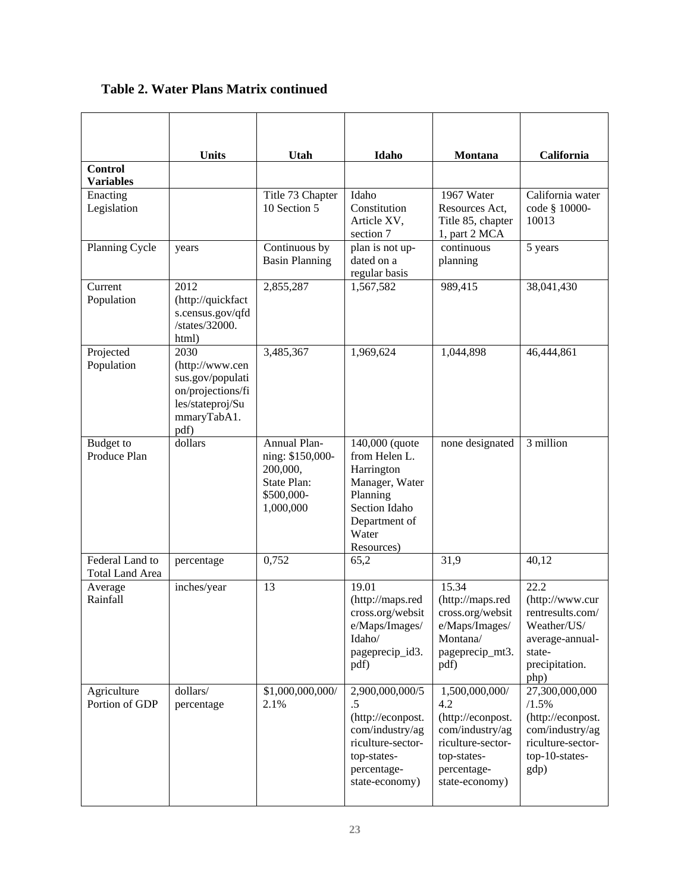**Table 2. Water Plans Matrix continued**

| | Units | Utah | Idaho | Montana | California |
|---|---|---|---|---|---|
| **Control Variables** | | | | | |
| Enacting Legislation | | Title 73 Chapter 10 Section 5 | Idaho Constitution Article XV, section 7 | 1967 Water Resources Act, Title 85, chapter 1, part 2 MCA | California water code § 10000-10013 |
| Planning Cycle | years | Continuous by Basin Planning | plan is not up-dated on a regular basis | continuous planning | 5 years |
| Current Population | 2012 (http://quickfacts.census.gov/qfd/states/32000.html) | 2,855,287 | 1,567,582 | 989,415 | 38,041,430 |
| Projected Population | 2030 (http://www.census.gov/population/projections/files/stateproj/SummaryTabA1.pdf) | 3,485,367 | 1,969,624 | 1,044,898 | 46,444,861 |
| Budget to Produce Plan | dollars | Annual Planning: $150,000-200,000, State Plan: $500,000-1,000,000 | 140,000 (quote from Helen L. Harrington Manager, Water Planning Section Idaho Department of Water Resources) | none designated | 3 million |
| Federal Land to Total Land Area | percentage | 0,752 | 65,2 | 31,9 | 40,12 |
| Average Rainfall | inches/year | 13 | 19.01 (http://maps.redcross.org/website/Maps/Images/Idaho/pageprecip_id3.pdf) | 15.34 (http://maps.redcross.org/website/Maps/Images/Montana/pageprecip_mt3.pdf) | 22.2 (http://www.currentresults.com/Weather/US/average-annual-state-precipitation.php) |
| Agriculture Portion of GDP | dollars/ percentage | $1,000,000,000/ 2.1% | 2,900,000,000/5.5 (http://econpost.com/industry/agriculture-sector-top-states-percentage-state-economy) | 1,500,000,000/ 4.2 (http://econpost.com/industry/agriculture-sector-top-states-percentage-state-economy) | 27,300,000,000 /1.5% (http://econpost.com/industry/agriculture-sector-top-10-states-gdp) |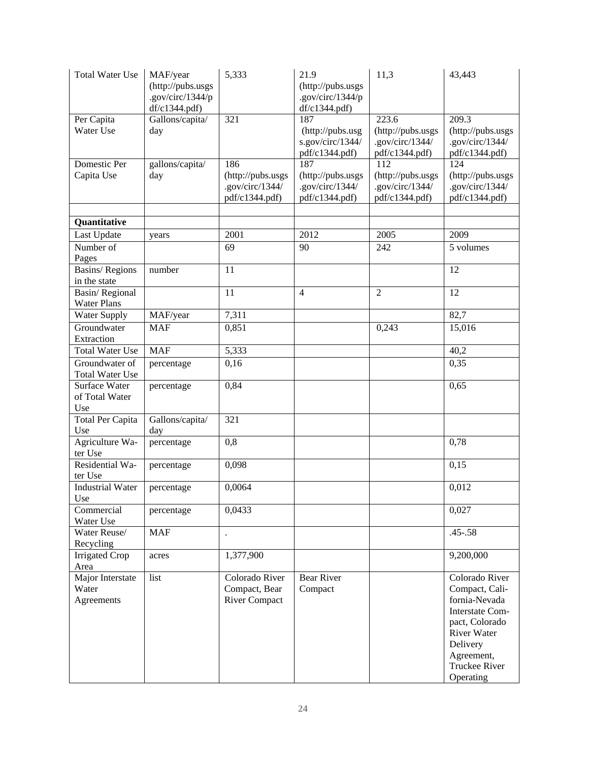| Total Water Use | MAF/year (http://pubs.usgs.gov/circ/1344/pdf/c1344.pdf) | 5,333 | 21.9 (http://pubs.usgs.gov/circ/1344/pdf/c1344.pdf) | 11,3 | 43,443 |
|---|---|---|---|---|---|
| Per Capita Water Use | Gallons/capita/day | 321 | 187 (http://pubs.usgs.gov/circ/1344/pdf/c1344.pdf) | 223.6 (http://pubs.usgs.gov/circ/1344/pdf/c1344.pdf) | 209.3 (http://pubs.usgs.gov/circ/1344/pdf/c1344.pdf) |
| Domestic Per Capita Use | gallons/capita/day | 186 (http://pubs.usgs.gov/circ/1344/pdf/c1344.pdf) | 187 (http://pubs.usgs.gov/circ/1344/pdf/c1344.pdf) | 112 (http://pubs.usgs.gov/circ/1344/pdf/c1344.pdf) | 124 (http://pubs.usgs.gov/circ/1344/pdf/c1344.pdf) |
| | | | | | |
| **Quantitative** | | | | | |
| Last Update | years | 2001 | 2012 | 2005 | 2009 |
| Number of Pages | | 69 | 90 | 242 | 5 volumes |
| Basins/ Regions in the state | number | 11 | | | 12 |
| Basin/ Regional Water Plans | | 11 | 4 | 2 | 12 |
| Water Supply | MAF/year | 7,311 | | | 82,7 |
| Groundwater Extraction | MAF | 0,851 | | 0,243 | 15,016 |
| Total Water Use | MAF | 5,333 | | | 40,2 |
| Groundwater of Total Water Use | percentage | 0,16 | | | 0,35 |
| Surface Water of Total Water Use | percentage | 0,84 | | | 0,65 |
| Total Per Capita Use | Gallons/capita/day | 321 | | | |
| Agriculture Water Use | percentage | 0,8 | | | 0,78 |
| Residential Water Use | percentage | 0,098 | | | 0,15 |
| Industrial Water Use | percentage | 0,0064 | | | 0,012 |
| Commercial Water Use | percentage | 0,0433 | | | 0,027 |
| Water Reuse/ Recycling | MAF | . | | | .45-.58 |
| Irrigated Crop Area | acres | 1,377,900 | | | 9,200,000 |
| Major Interstate Water Agreements | list | Colorado River Compact, Bear River Compact | Bear River Compact | | Colorado River Compact, California-Nevada Interstate Compact, Colorado River Water Delivery Agreement, Truckee River Operating |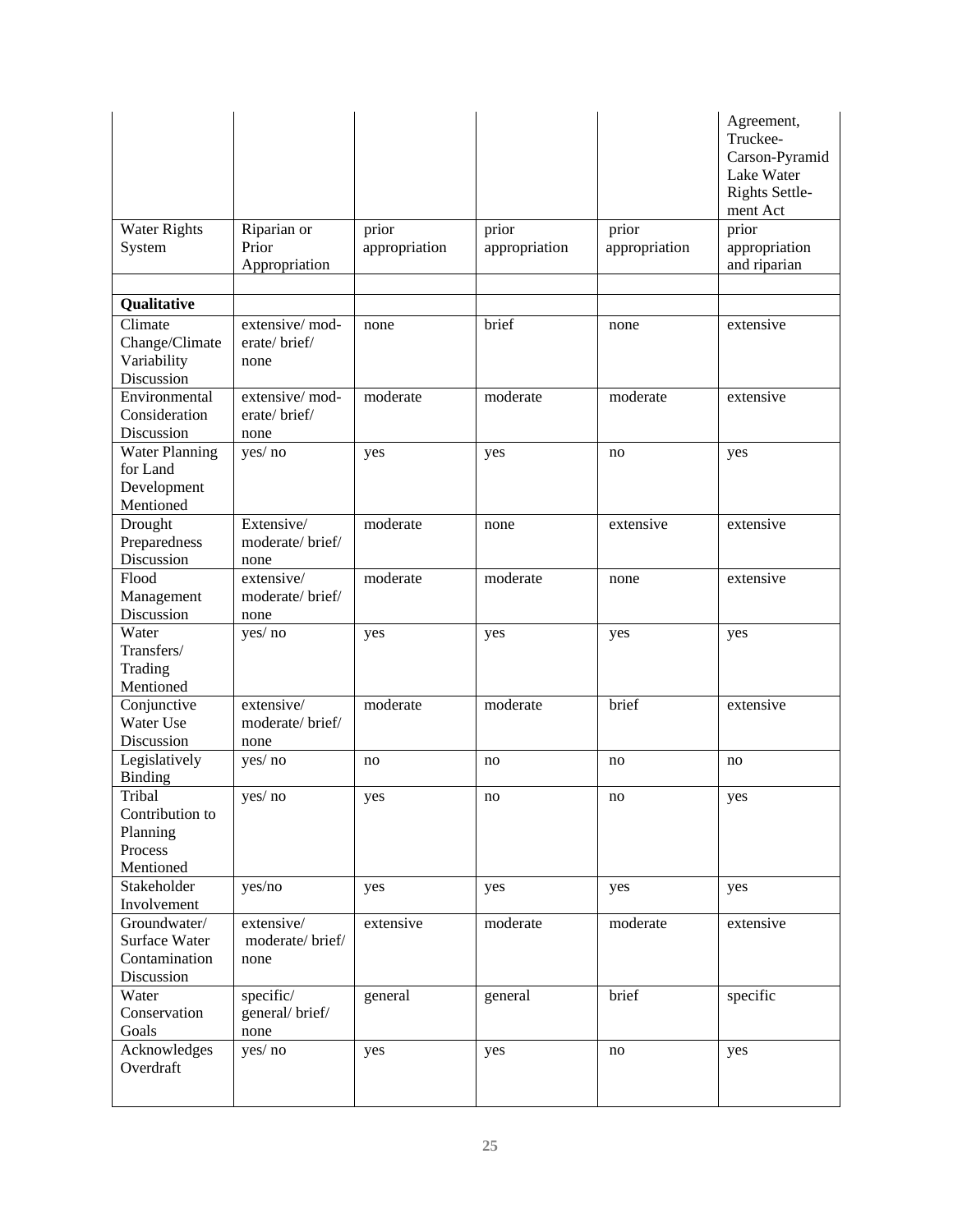| | | | | | |
|---|---|---|---|---|---|
| | | | | | Agreement, Truckee-Carson-Pyramid Lake Water Rights Settle-ment Act |
| Water Rights System | Riparian or Prior Appropriation | prior appropriation | prior appropriation | prior appropriation | prior appropriation and riparian |
| | | | | | |
| **Qualitative** | | | | | |
| Climate Change/Climate Variability Discussion | extensive/ mod-erate/ brief/ none | none | brief | none | extensive |
| Environmental Consideration Discussion | extensive/ mod-erate/ brief/ none | moderate | moderate | moderate | extensive |
| Water Planning for Land Development Mentioned | yes/ no | yes | yes | no | yes |
| Drought Preparedness Discussion | Extensive/ moderate/ brief/ none | moderate | none | extensive | extensive |
| Flood Management Discussion | extensive/ moderate/ brief/ none | moderate | moderate | none | extensive |
| Water Transfers/ Trading Mentioned | yes/ no | yes | yes | yes | yes |
| Conjunctive Water Use Discussion | extensive/ moderate/ brief/ none | moderate | moderate | brief | extensive |
| Legislatively Binding | yes/ no | no | no | no | no |
| Tribal Contribution to Planning Process Mentioned | yes/ no | yes | no | no | yes |
| Stakeholder Involvement | yes/no | yes | yes | yes | yes |
| Groundwater/ Surface Water Contamination Discussion | extensive/ moderate/ brief/ none | extensive | moderate | moderate | extensive |
| Water Conservation Goals | specific/ general/ brief/ none | general | general | brief | specific |
| Acknowledges Overdraft | yes/ no | yes | yes | no | yes |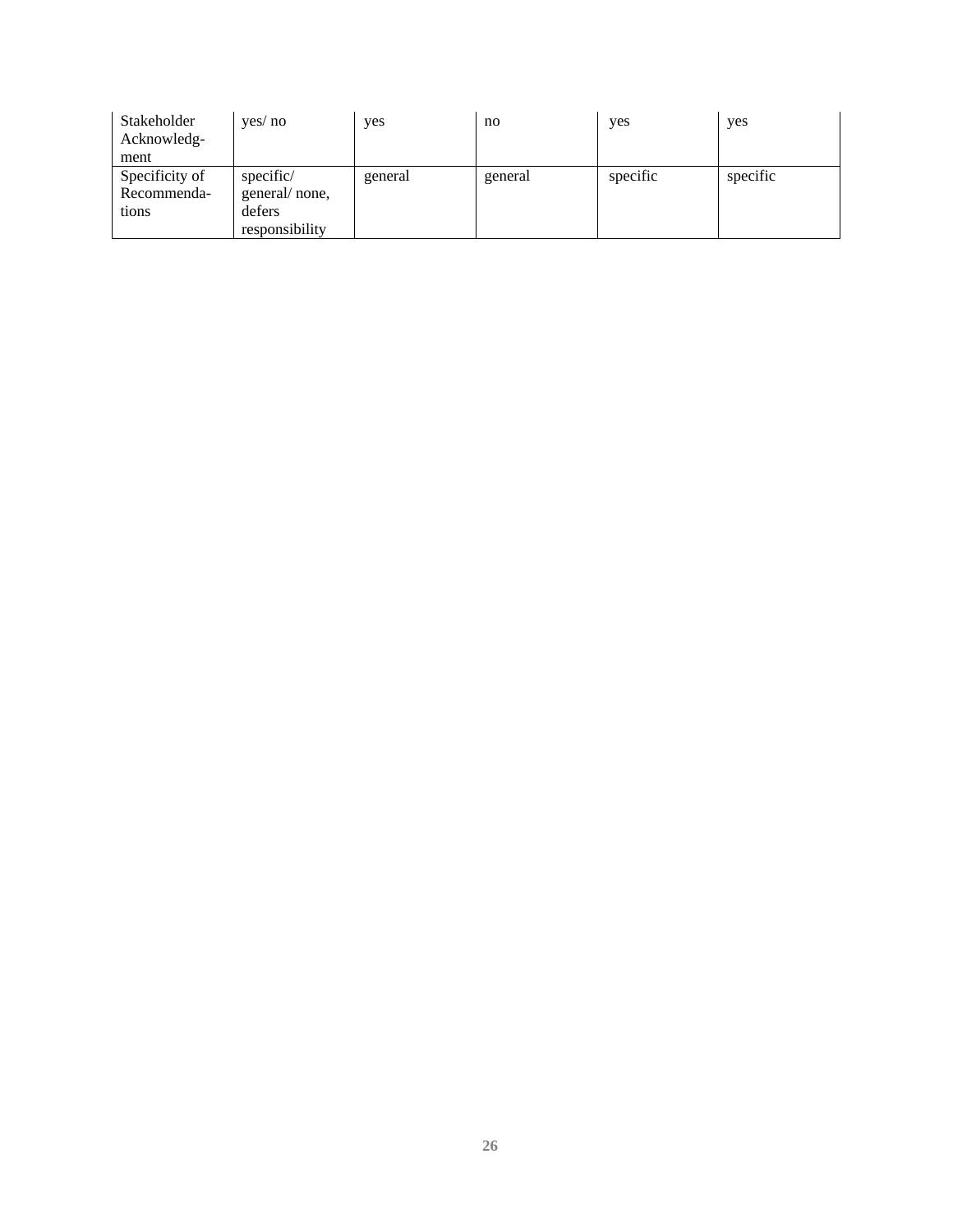| Stakeholder Acknowledgment | yes/ no | yes | no | yes | yes |
|---|---|---|---|---|---|
| Specificity of Recommendations | specific/ general/ none, defers responsibility | general | general | specific | specific |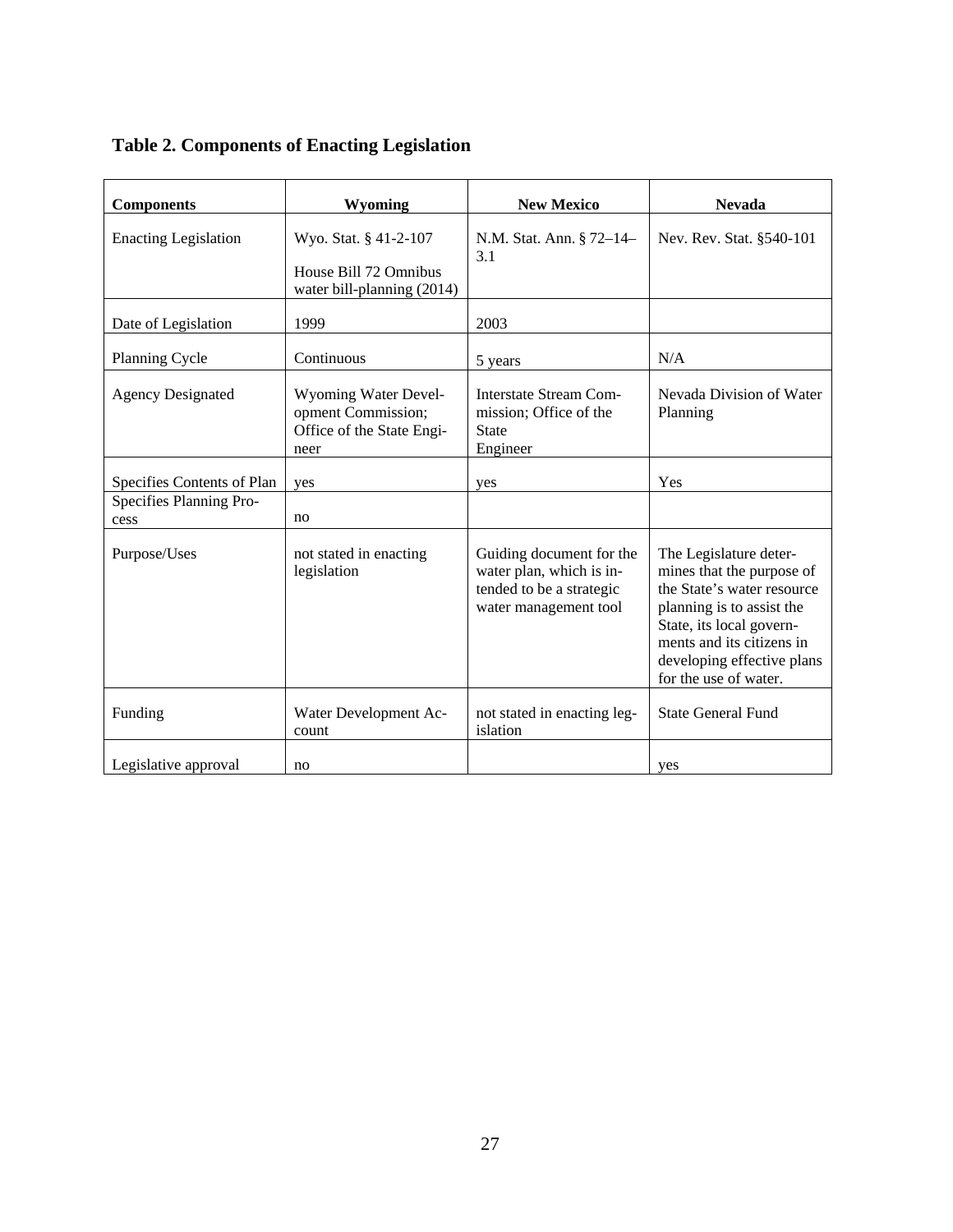**Table 2. Components of Enacting Legislation**

| Components | Wyoming | New Mexico | Nevada |
|---|---|---|---|
| Enacting Legislation | Wyo. Stat. § 41-2-107<br>House Bill 72 Omnibus water bill-planning (2014) | N.M. Stat. Ann. § 72–14–3.1 | Nev. Rev. Stat. §540-101 |
| Date of Legislation | 1999 | 2003 | |
| Planning Cycle | Continuous | 5 years | N/A |
| Agency Designated | Wyoming Water Development Commission; Office of the State Engineer | Interstate Stream Commission; Office of the State Engineer | Nevada Division of Water Planning |
| Specifies Contents of Plan | yes | yes | Yes |
| Specifies Planning Process | no | | |
| Purpose/Uses | not stated in enacting legislation | Guiding document for the water plan, which is intended to be a strategic water management tool | The Legislature determines that the purpose of the State's water resource planning is to assist the State, its local governments and its citizens in developing effective plans for the use of water. |
| Funding | Water Development Account | not stated in enacting legislation | State General Fund |
| Legislative approval | no | | yes |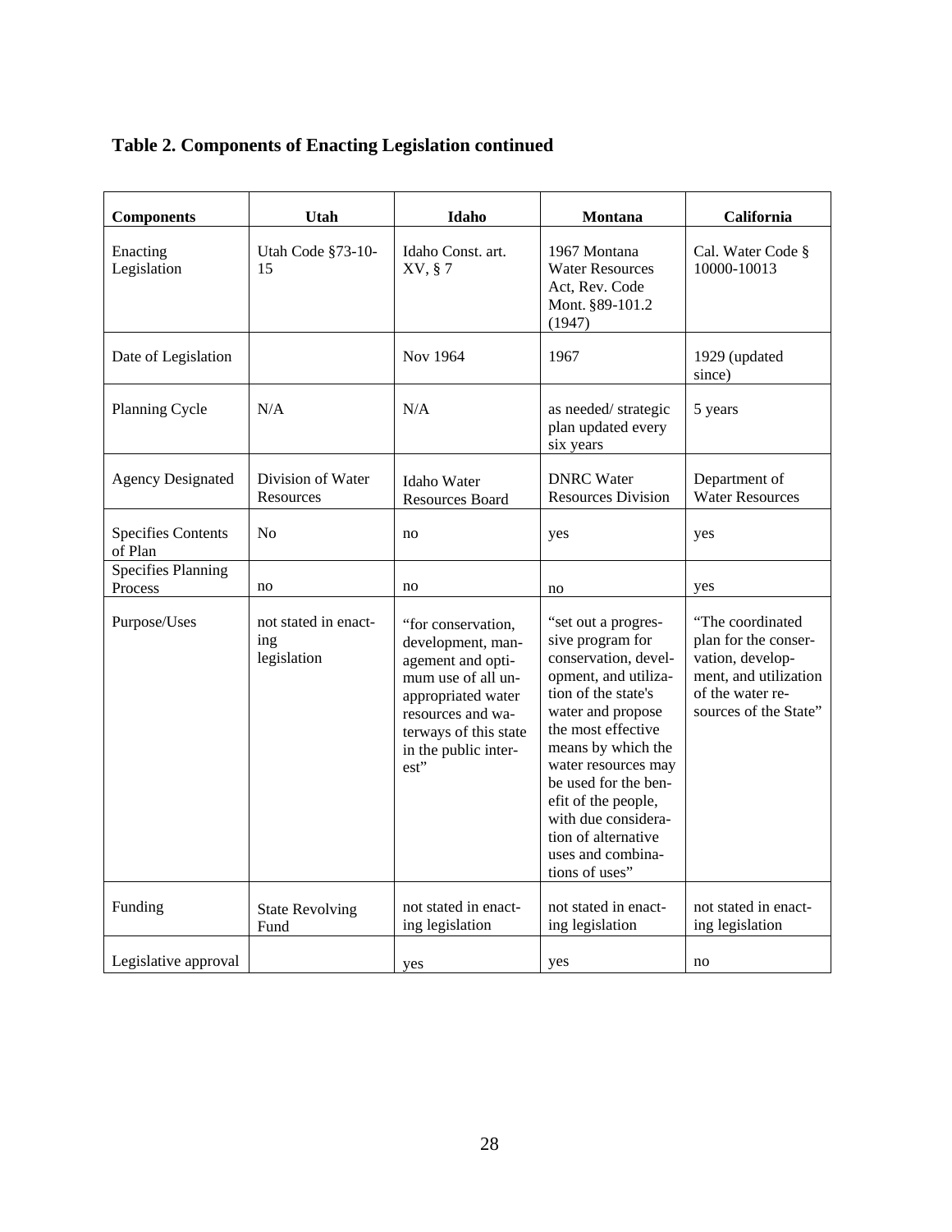**Table 2. Components of Enacting Legislation continued**

| Components | Utah | Idaho | Montana | California |
|---|---|---|---|---|
| Enacting Legislation | Utah Code §73-10-15 | Idaho Const. art. XV, § 7 | 1967 Montana Water Resources Act, Rev. Code Mont. §89-101.2 (1947) | Cal. Water Code § 10000-10013 |
| Date of Legislation | | Nov 1964 | 1967 | 1929 (updated since) |
| Planning Cycle | N/A | N/A | as needed/ strategic plan updated every six years | 5 years |
| Agency Designated | Division of Water Resources | Idaho Water Resources Board | DNRC Water Resources Division | Department of Water Resources |
| Specifies Contents of Plan | No | no | yes | yes |
| Specifies Planning Process | no | no | no | yes |
| Purpose/Uses | not stated in enacting legislation | "for conservation, development, management and optimum use of all unappropriated water resources and waterways of this state in the public interest" | "set out a progressive program for conservation, development, and utilization of the state's water and propose the most effective means by which the water resources may be used for the benefit of the people, with due consideration of alternative uses and combinations of uses" | "The coordinated plan for the conservation, development, and utilization of the water resources of the State" |
| Funding | State Revolving Fund | not stated in enacting legislation | not stated in enacting legislation | not stated in enacting legislation |
| Legislative approval | | yes | yes | no |